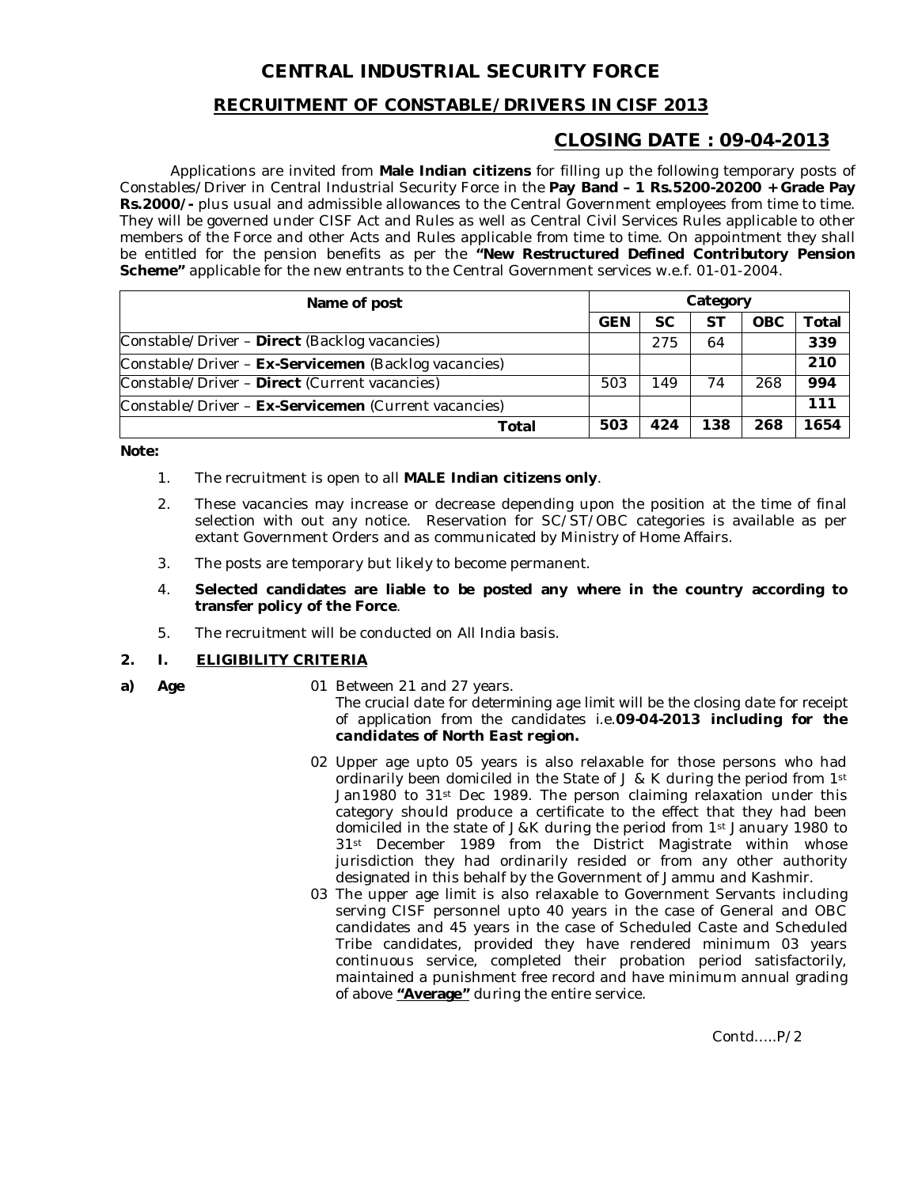# CENTRAL INDUSTRIAL SECURITY FORCE

## RECRUITMENT OF CONSTABLE/DRIVERS IN CISF 2013

## CLOSING DATE : 09-04-2013

Applications are invited from **Male Indian citizens** for filling up the following temporary posts of Constables/Driver in Central Industrial Security Force in the **Pay Band – 1 Rs.5200-20200 + Grade Pay Rs.2000/-** plus usual and admissible allowances to the Central Government employees from time to time. They will be governed under CISF Act and Rules as well as Central Civil Services Rules applicable to other members of the Force and other Acts and Rules applicable from time to time. On appointment they shall be entitled for the pension benefits as per the **"New Restructured Defined Contributory Pension Scheme"** applicable for the new entrants to the Central Government services w.e.f. 01-01-2004.

| Name of post | Category | | | | |
|---|---|---|---|---|---|
| | **GEN** | **SC** | **ST** | **OBC** | **Total** |
| Constable/Driver – **Direct** (Backlog vacancies) | | 275 | 64 | | **339** |
| Constable/Driver – **Ex-Servicemen** (Backlog vacancies) | | | | | **210** |
| Constable/Driver – **Direct** (Current vacancies) | 503 | 149 | 74 | 268 | **994** |
| Constable/Driver – **Ex-Servicemen** (Current vacancies) | | | | | **111** |
| **Total** | **503** | **424** | **138** | **268** | **1654** |

**Note:**

1. The recruitment is open to all **MALE Indian citizens only**.
2. These vacancies may increase or decrease depending upon the position at the time of final selection with out any notice. Reservation for SC/ST/OBC categories is available as per extant Government Orders and as communicated by Ministry of Home Affairs.
3. The posts are temporary but likely to become permanent.
4. **Selected candidates are liable to be posted any where in the country according to transfer policy of the Force**.
5. The recruitment will be conducted on All India basis.

**2. I. ELIGIBILITY CRITERIA**

**a) Age**

01 Between 21 and 27 years.
*The crucial date for determining age limit will be the closing date for receipt of application from the candidates i.e.**09-04-2013 including for the candidates of North East region.***

02 Upper age upto 05 years is also relaxable for those persons who had ordinarily been domiciled in the State of J & K during the period from 1st Jan1980 to 31st Dec 1989. The person claiming relaxation under this category should produce a certificate to the effect that they had been domiciled in the state of J&K during the period from 1st January 1980 to 31st December 1989 from the District Magistrate within whose jurisdiction they had ordinarily resided or from any other authority designated in this behalf by the Government of Jammu and Kashmir.

03 The upper age limit is also relaxable to Government Servants including serving CISF personnel upto 40 years in the case of General and OBC candidates and 45 years in the case of Scheduled Caste and Scheduled Tribe candidates, provided they have rendered minimum 03 years continuous service, completed their probation period satisfactorily, maintained a punishment free record and have minimum annual grading of above **"Average"** during the entire service.

Contd…..P/2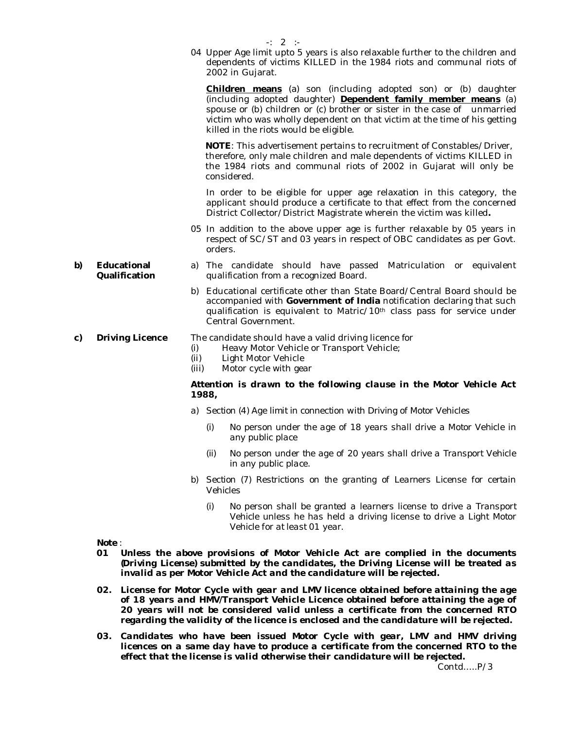04 Upper Age limit upto 5 years is also relaxable further to the children and dependents of victims KILLED in the 1984 riots and communal riots of 2002 in Gujarat.

**Children means** (a) son (including adopted son) or (b) daughter (including adopted daughter) **Dependent family member means** (a) spouse or (b) children or (c) brother or sister in the case of unmarried victim who was wholly dependent on that victim at the time of his getting killed in the riots would be eligible.

**NOTE**: This advertisement pertains to recruitment of Constables/Driver, therefore, only male children and male dependents of victims KILLED in the 1984 riots and communal riots of 2002 in Gujarat will only be considered.

In order to be eligible for upper age relaxation in this category, the applicant should produce a certificate to that effect from the concerned District Collector/District Magistrate wherein the victim was killed**.**

05 In addition to the above upper age is further relaxable by 05 years in respect of SC/ST and 03 years in respect of OBC candidates as per Govt. orders.

**b) Educational Qualification**

a) The candidate should have passed Matriculation or equivalent qualification from a recognized Board.

b) Educational certificate other than State Board/Central Board should be accompanied with **Government of India** notification declaring that such qualification is equivalent to Matric/10th class pass for service under Central Government.

**c) Driving Licence**

The candidate should have a valid driving licence for

(i) Heavy Motor Vehicle or Transport Vehicle;
(ii) Light Motor Vehicle
(iii) Motor cycle with gear

***Attention is drawn to the following clause in the Motor Vehicle Act 1988,***

*a) Section (4) Age limit in connection with Driving of Motor Vehicles*

*(i) No person under the age of 18 years shall drive a Motor Vehicle in any public place*

*(ii) No person under the age of 20 years shall drive a Transport Vehicle in any public place.*

*b) Section (7) Restrictions on the granting of Learners License for certain Vehicles*

*(i) No person shall be granted a learners license to drive a Transport Vehicle unless he has held a driving license to drive a Light Motor Vehicle for at least 01 year.*

**Note**:

***01 Unless the above provisions of Motor Vehicle Act are complied in the documents (Driving License) submitted by the candidates, the Driving License will be treated as invalid as per Motor Vehicle Act and the candidature will be rejected.***

***02. License for Motor Cycle with gear and LMV licence obtained before attaining the age of 18 years and HMV/Transport Vehicle Licence obtained before attaining the age of 20 years will not be considered valid unless a certificate from the concerned RTO regarding the validity of the licence is enclosed and the candidature will be rejected.***

***03. Candidates who have been issued Motor Cycle with gear, LMV and HMV driving licences on a same day have to produce a certificate from the concerned RTO to the effect that the license is valid otherwise their candidature will be rejected.***

Contd…..P/3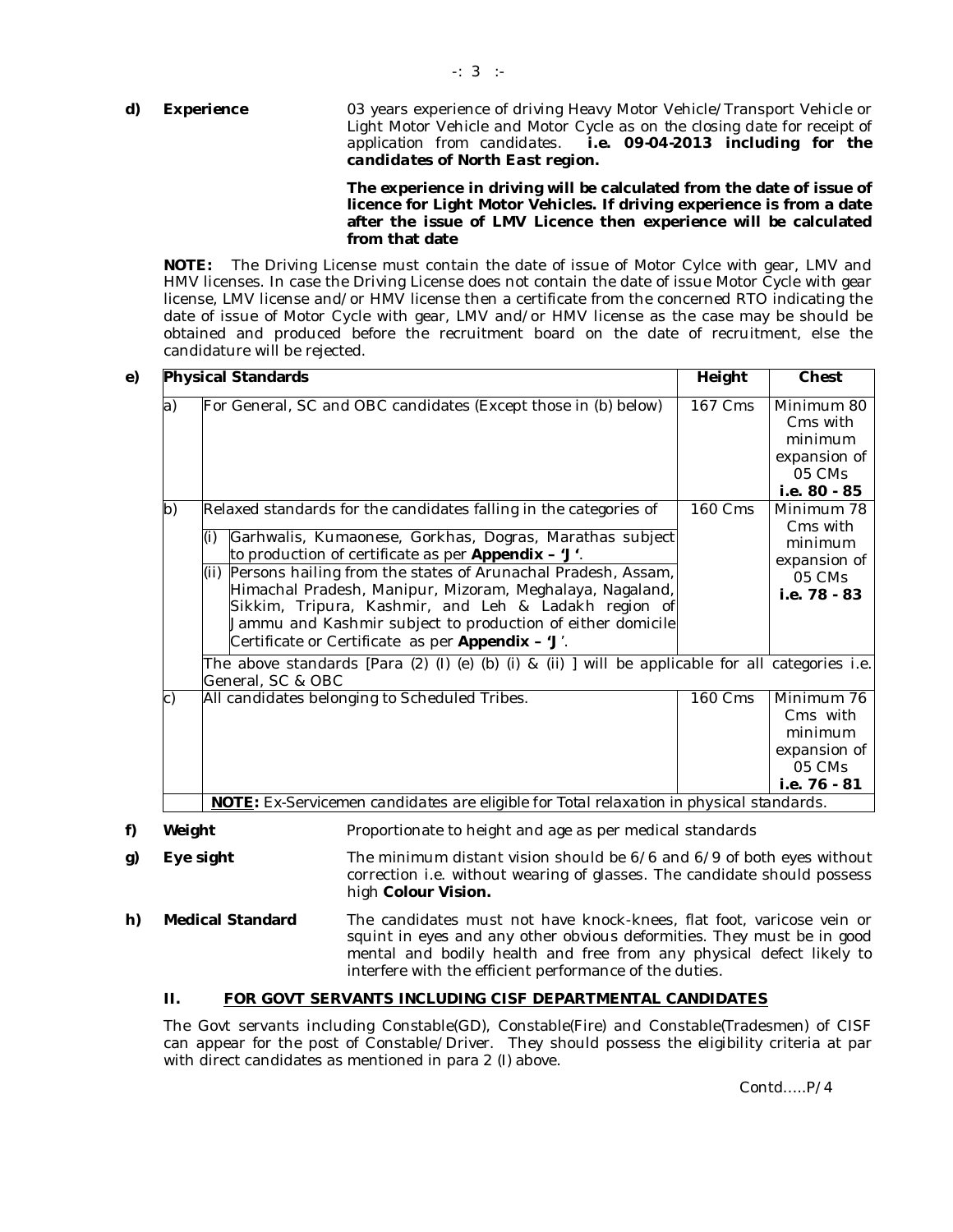**d) Experience** 03 years experience of driving Heavy Motor Vehicle/Transport Vehicle or Light Motor Vehicle and Motor Cycle as on the closing date for receipt of application from candidates. **i.e. 09-04-2013 including for the candidates of North East region.**

**The experience in driving will be calculated from the date of issue of licence for Light Motor Vehicles. If driving experience is from a date after the issue of LMV Licence then experience will be calculated from that date**

**NOTE:** The Driving License must contain the date of issue of Motor Cylce with gear, LMV and HMV licenses. In case the Driving License does not contain the date of issue Motor Cycle with gear license, LMV license and/or HMV license then a certificate from the concerned RTO indicating the date of issue of Motor Cycle with gear, LMV and/or HMV license as the case may be should be obtained and produced before the recruitment board on the date of recruitment, else the candidature will be rejected.

**e)**

| | **Physical Standards** | **Height** | **Chest** |
|---|---|---|---|
| a) | For General, SC and OBC candidates (Except those in (b) below) | 167 Cms | Minimum 80 Cms with minimum expansion of 05 CMs **i.e. 80 - 85** |
| b) | Relaxed standards for the candidates falling in the categories of<br>(i) Garhwalis, Kumaonese, Gorkhas, Dogras, Marathas subject to production of certificate as per **Appendix – 'J '**.<br>(ii) Persons hailing from the states of Arunachal Pradesh, Assam, Himachal Pradesh, Manipur, Mizoram, Meghalaya, Nagaland, Sikkim, Tripura, Kashmir, and Leh & Ladakh region of Jammu and Kashmir subject to production of either domicile Certificate or Certificate as per **Appendix – 'J'**. | 160 Cms | Minimum 78 Cms with minimum expansion of 05 CMs **i.e. 78 - 83** |
| | The above standards [Para (2) (I) (e) (b) (i) & (ii) ] will be applicable for all categories i.e. General, SC & OBC | | |
| c) | All candidates belonging to Scheduled Tribes. | 160 Cms | Minimum 76 Cms with minimum expansion of 05 CMs **i.e. 76 - 81** |
| | **NOTE:** Ex-Servicemen candidates are eligible for Total relaxation in physical standards. | | |

**f) Weight** Proportionate to height and age as per medical standards

**g) Eye sight** The minimum distant vision should be 6/6 and 6/9 of both eyes without correction i.e. without wearing of glasses. The candidate should possess high **Colour Vision.**

**h) Medical Standard** The candidates must not have knock-knees, flat foot, varicose vein or squint in eyes and any other obvious deformities. They must be in good mental and bodily health and free from any physical defect likely to interfere with the efficient performance of the duties.

## II. FOR GOVT SERVANTS INCLUDING CISF DEPARTMENTAL CANDIDATES

The Govt servants including Constable(GD), Constable(Fire) and Constable(Tradesmen) of CISF can appear for the post of Constable/Driver. They should possess the eligibility criteria at par with direct candidates as mentioned in para 2 (I) above.

Contd…..P/4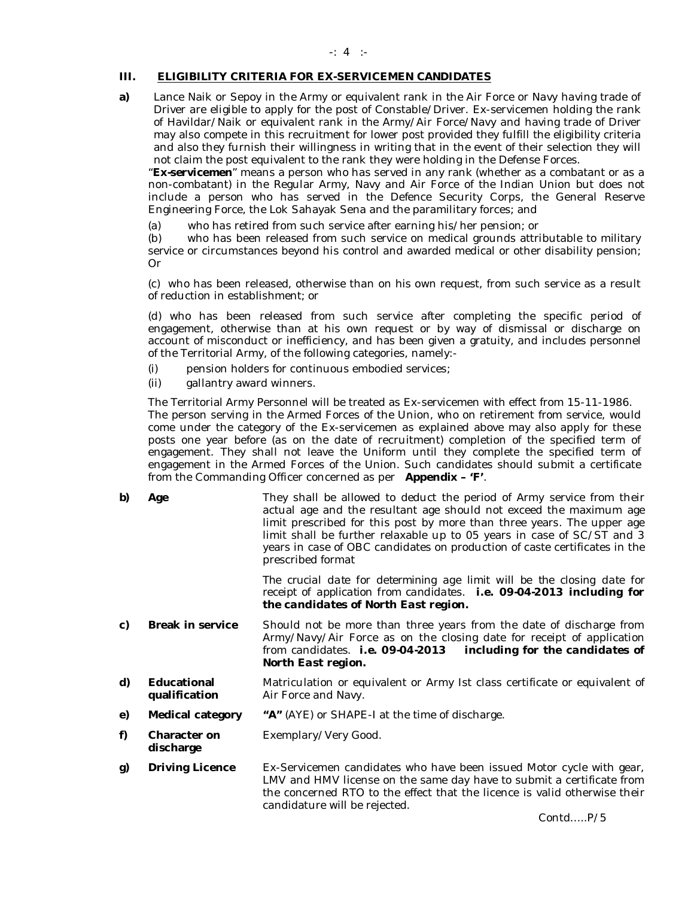### III. ELIGIBILITY CRITERIA FOR EX-SERVICEMEN CANDIDATES

**a)** Lance Naik or Sepoy in the Army or equivalent rank in the Air Force or Navy having trade of Driver are eligible to apply for the post of Constable/Driver. Ex-servicemen holding the rank of Havildar/Naik or equivalent rank in the Army/Air Force/Navy and having trade of Driver may also compete in this recruitment for lower post provided they fulfill the eligibility criteria and also they furnish their willingness in writing that in the event of their selection they will not claim the post equivalent to the rank they were holding in the Defense Forces.

"**Ex-servicemen**" means a person who has served in any rank (whether as a combatant or as a non-combatant) in the Regular Army, Navy and Air Force of the Indian Union but does not include a person who has served in the Defence Security Corps, the General Reserve Engineering Force, the Lok Sahayak Sena and the paramilitary forces; and

(a) who has retired from such service after earning his/her pension; or

(b) who has been released from such service on medical grounds attributable to military service or circumstances beyond his control and awarded medical or other disability pension; Or

(c) who has been released, otherwise than on his own request, from such service as a result of reduction in establishment; or

(d) who has been released from such service after completing the specific period of engagement, otherwise than at his own request or by way of dismissal or discharge on account of misconduct or inefficiency, and has been given a gratuity, and includes personnel of the Territorial Army, of the following categories, namely:-

(i) pension holders for continuous embodied services;

(ii) gallantry award winners.

The Territorial Army Personnel will be treated as Ex-servicemen with effect from 15-11-1986. The person serving in the Armed Forces of the Union, who on retirement from service, would come under the category of the Ex-servicemen as explained above may also apply for these posts one year before (as on the date of recruitment) completion of the specified term of engagement. They shall not leave the Uniform until they complete the specified term of engagement in the Armed Forces of the Union. Such candidates should submit a certificate from the Commanding Officer concerned as per **Appendix – 'F'**.

**b) Age** — They shall be allowed to deduct the period of Army service from their actual age and the resultant age should not exceed the maximum age limit prescribed for this post by more than three years. The upper age limit shall be further relaxable up to 05 years in case of SC/ST and 3 years in case of OBC candidates on production of caste certificates in the prescribed format

*The crucial date for determining age limit will be the closing date for receipt of application from candidates.* ***i.e. 09-04-2013 including for the candidates of North East region.***

**c) Break in service** — Should not be more than three years from the date of discharge from Army/Navy/Air Force as on the closing date for receipt of application from candidates. ***i.e. 09-04-2013 including for the candidates of North East region.***

**d) Educational qualification** — Matriculation or equivalent or Army Ist class certificate or equivalent of Air Force and Navy.

**e) Medical category** — **"A"** (AYE) or SHAPE-I at the time of discharge.

**f) Character on discharge** — Exemplary/Very Good.

**g) Driving Licence** — Ex-Servicemen candidates who have been issued Motor cycle with gear, LMV and HMV license on the same day have to submit a certificate from the concerned RTO to the effect that the licence is valid otherwise their candidature will be rejected.

Contd…..P/5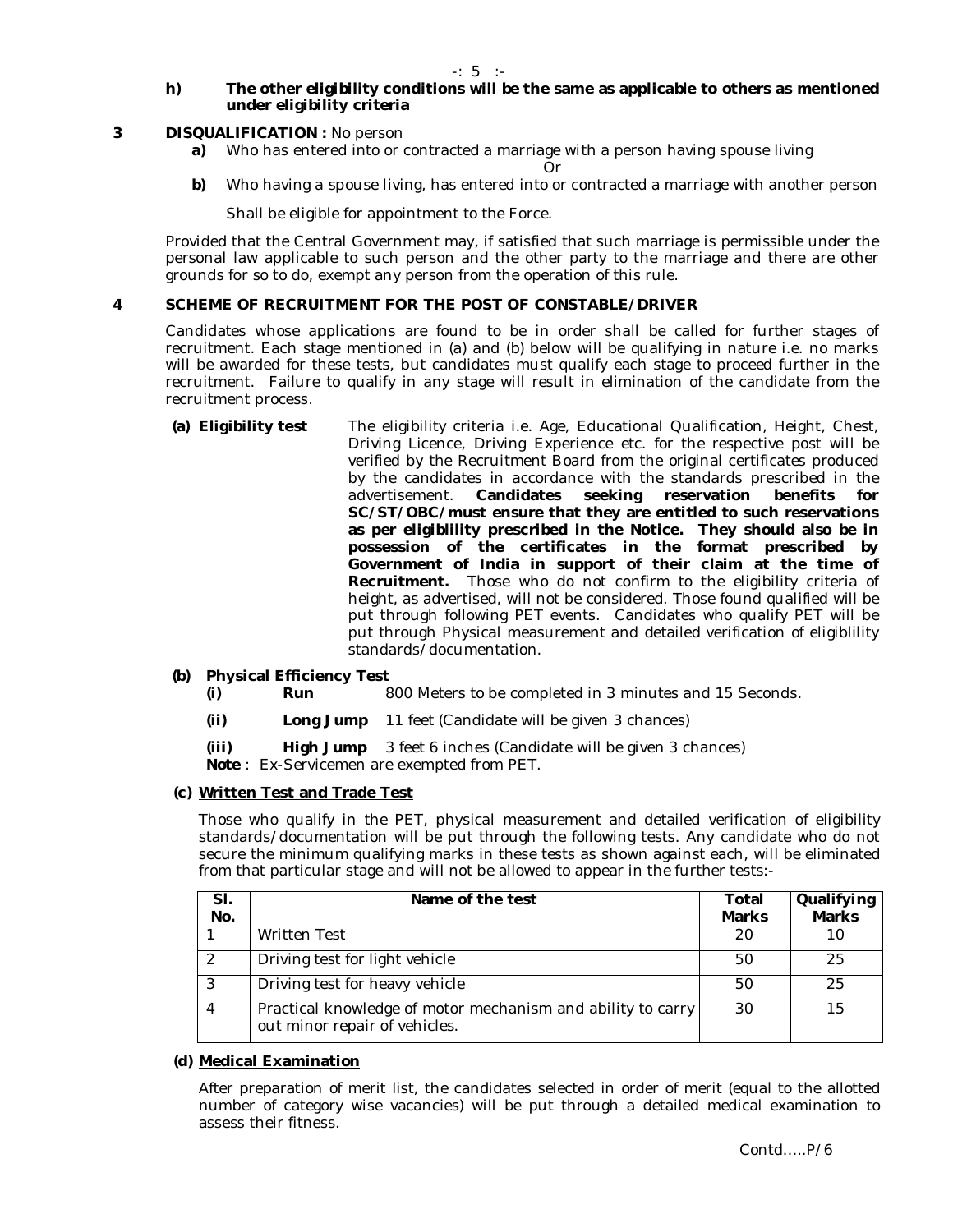**h) The other eligibility conditions will be the same as applicable to others as mentioned under eligibility criteria**

**3 DISQUALIFICATION :** No person

**a)** Who has entered into or contracted a marriage with a person having spouse living

Or

**b)** Who having a spouse living, has entered into or contracted a marriage with another person

Shall be eligible for appointment to the Force.

Provided that the Central Government may, if satisfied that such marriage is permissible under the personal law applicable to such person and the other party to the marriage and there are other grounds for so to do, exempt any person from the operation of this rule.

**4 SCHEME OF RECRUITMENT FOR THE POST OF CONSTABLE/DRIVER**

Candidates whose applications are found to be in order shall be called for further stages of recruitment. Each stage mentioned in (a) and (b) below will be qualifying in nature i.e. no marks will be awarded for these tests, but candidates must qualify each stage to proceed further in the recruitment. Failure to qualify in any stage will result in elimination of the candidate from the recruitment process.

**(a) Eligibility test** The eligibility criteria i.e. Age, Educational Qualification, Height, Chest, Driving Licence, Driving Experience etc. for the respective post will be verified by the Recruitment Board from the original certificates produced by the candidates in accordance with the standards prescribed in the advertisement. **Candidates seeking reservation benefits for SC/ST/OBC/must ensure that they are entitled to such reservations as per eligiblility prescribed in the Notice. They should also be in possession of the certificates in the format prescribed by Government of India in support of their claim at the time of Recruitment.** Those who do not confirm to the eligibility criteria of height, as advertised, will not be considered. Those found qualified will be put through following PET events. Candidates who qualify PET will be put through Physical measurement and detailed verification of eligiblility standards/documentation.

**(b) Physical Efficiency Test**

**(i) Run** 800 Meters to be completed in 3 minutes and 15 Seconds.

**(ii) Long Jump** 11 feet (Candidate will be given 3 chances)

**(iii) High Jump** 3 feet 6 inches (Candidate will be given 3 chances)

**Note** : Ex-Servicemen are exempted from PET.

**(c) Written Test and Trade Test**

Those who qualify in the PET, physical measurement and detailed verification of eligibility standards/documentation will be put through the following tests. Any candidate who do not secure the minimum qualifying marks in these tests as shown against each, will be eliminated from that particular stage and will not be allowed to appear in the further tests:-

| Sl. No. | Name of the test | Total Marks | Qualifying Marks |
|---|---|---|---|
| 1 | Written Test | 20 | 10 |
| 2 | Driving test for light vehicle | 50 | 25 |
| 3 | Driving test for heavy vehicle | 50 | 25 |
| 4 | Practical knowledge of motor mechanism and ability to carry out minor repair of vehicles. | 30 | 15 |

**(d) Medical Examination**

After preparation of merit list, the candidates selected in order of merit (equal to the allotted number of category wise vacancies) will be put through a detailed medical examination to assess their fitness.

Contd…..P/6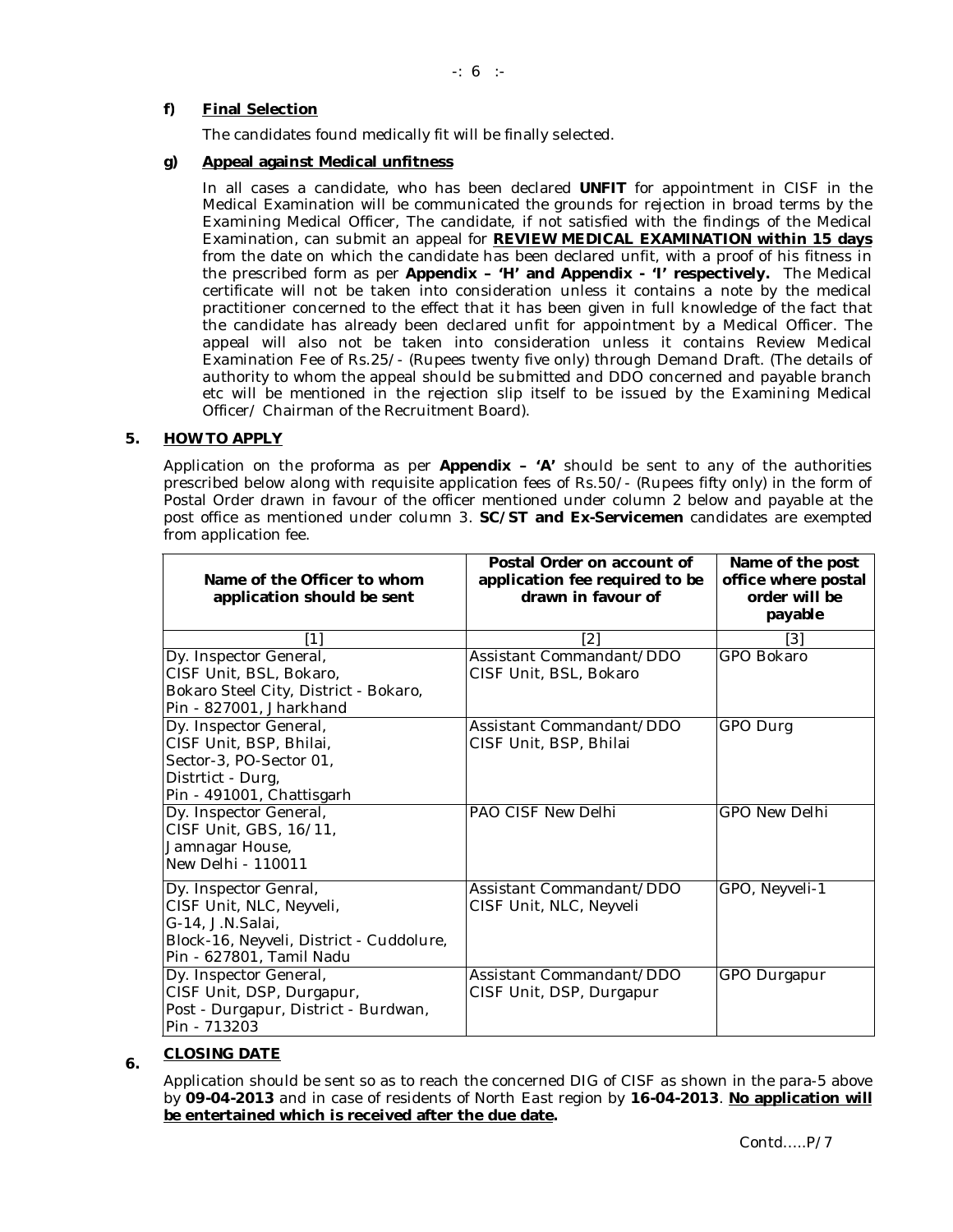**f) Final Selection**

The candidates found medically fit will be finally selected.

**g) Appeal against Medical unfitness**

In all cases a candidate, who has been declared **UNFIT** for appointment in CISF in the Medical Examination will be communicated the grounds for rejection in broad terms by the Examining Medical Officer, The candidate, if not satisfied with the findings of the Medical Examination, can submit an appeal for **REVIEW MEDICAL EXAMINATION within 15 days** from the date on which the candidate has been declared unfit, with a proof of his fitness in the prescribed form as per **Appendix – 'H' and Appendix - 'I' respectively.** The Medical certificate will not be taken into consideration unless it contains a note by the medical practitioner concerned to the effect that it has been given in full knowledge of the fact that the candidate has already been declared unfit for appointment by a Medical Officer. The appeal will also not be taken into consideration unless it contains Review Medical Examination Fee of Rs.25/- (Rupees twenty five only) through Demand Draft. (The details of authority to whom the appeal should be submitted and DDO concerned and payable branch etc will be mentioned in the rejection slip itself to be issued by the Examining Medical Officer/ Chairman of the Recruitment Board).

## 5. HOW TO APPLY

Application on the proforma as per **Appendix – 'A'** should be sent to any of the authorities prescribed below along with requisite application fees of Rs.50/- (Rupees fifty only) in the form of Postal Order drawn in favour of the officer mentioned under column 2 below and payable at the post office as mentioned under column 3. **SC/ST and Ex-Servicemen** candidates are exempted from application fee.

| Name of the Officer to whom application should be sent | Postal Order on account of application fee required to be drawn in favour of | Name of the post office where postal order will be payable |
|---|---|---|
| [1] | [2] | [3] |
| Dy. Inspector General, CISF Unit, BSL, Bokaro, Bokaro Steel City, District - Bokaro, Pin - 827001, Jharkhand | Assistant Commandant/DDO CISF Unit, BSL, Bokaro | GPO Bokaro |
| Dy. Inspector General, CISF Unit, BSP, Bhilai, Sector-3, PO-Sector 01, Distrtict - Durg, Pin - 491001, Chattisgarh | Assistant Commandant/DDO CISF Unit, BSP, Bhilai | GPO Durg |
| Dy. Inspector General, CISF Unit, GBS, 16/11, Jamnagar House, New Delhi - 110011 | PAO CISF New Delhi | GPO New Delhi |
| Dy. Inspector Genral, CISF Unit, NLC, Neyveli, G-14, J.N.Salai, Block-16, Neyveli, District - Cuddolure, Pin - 627801, Tamil Nadu | Assistant Commandant/DDO CISF Unit, NLC, Neyveli | GPO, Neyveli-1 |
| Dy. Inspector General, CISF Unit, DSP, Durgapur, Post - Durgapur, District - Burdwan, Pin - 713203 | Assistant Commandant/DDO CISF Unit, DSP, Durgapur | GPO Durgapur |

## 6. CLOSING DATE

Application should be sent so as to reach the concerned DIG of CISF as shown in the para-5 above by **09-04-2013** and in case of residents of North East region by **16-04-2013**. **No application will be entertained which is received after the due date.**

Contd.....P/7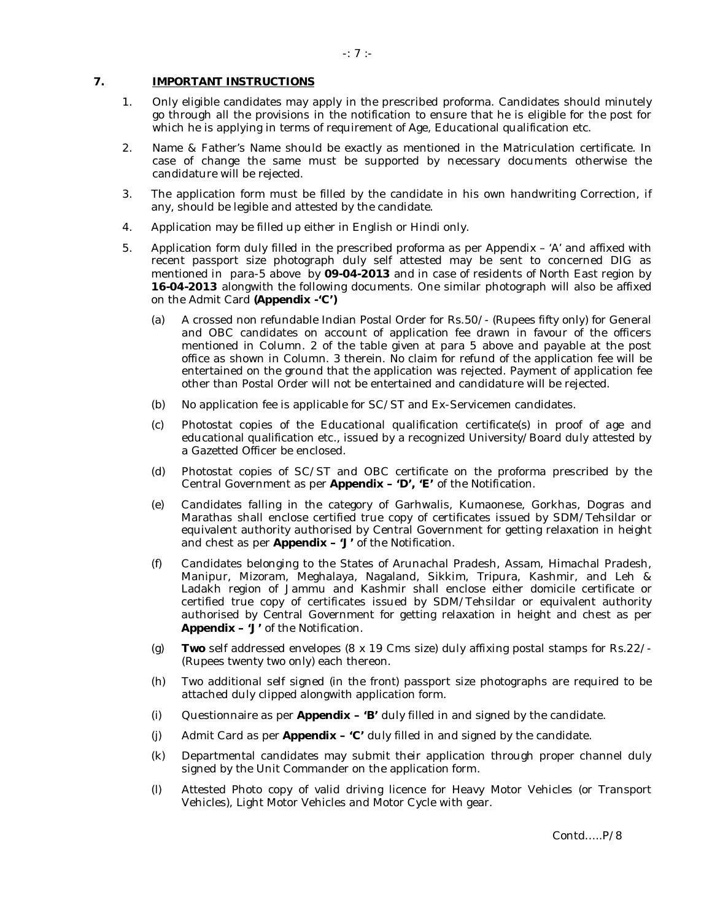## 7. IMPORTANT INSTRUCTIONS

1. Only eligible candidates may apply in the prescribed proforma. Candidates should minutely go through all the provisions in the notification to ensure that he is eligible for the post for which he is applying in terms of requirement of Age, Educational qualification etc.

2. Name & Father's Name should be exactly as mentioned in the Matriculation certificate. In case of change the same must be supported by necessary documents otherwise the candidature will be rejected.

3. The application form must be filled by the candidate in his own handwriting Correction, if any, should be legible and attested by the candidate.

4. Application may be filled up either in English or Hindi only.

5. Application form duly filled in the prescribed proforma as per Appendix – 'A' and affixed with recent passport size photograph duly self attested may be sent to concerned DIG as mentioned in para-5 above by **09-04-2013** and in case of residents of North East region by **16-04-2013** alongwith the following documents. One similar photograph will also be affixed on the Admit Card **(Appendix -'C')**

   (a) A crossed non refundable Indian Postal Order for Rs.50/- (Rupees fifty only) for General and OBC candidates on account of application fee drawn in favour of the officers mentioned in Column. 2 of the table given at para 5 above and payable at the post office as shown in Column. 3 therein. No claim for refund of the application fee will be entertained on the ground that the application was rejected. Payment of application fee other than Postal Order will not be entertained and candidature will be rejected.

   (b) No application fee is applicable for SC/ST and Ex-Servicemen candidates.

   (c) Photostat copies of the Educational qualification certificate(s) in proof of age and educational qualification etc., issued by a recognized University/Board duly attested by a Gazetted Officer be enclosed.

   (d) Photostat copies of SC/ST and OBC certificate on the proforma prescribed by the Central Government as per **Appendix – 'D', 'E'** of the Notification.

   (e) Candidates falling in the category of Garhwalis, Kumaonese, Gorkhas, Dogras and Marathas shall enclose certified true copy of certificates issued by SDM/Tehsildar or equivalent authority authorised by Central Government for getting relaxation in height and chest as per **Appendix – 'J'** of the Notification.

   (f) Candidates belonging to the States of Arunachal Pradesh, Assam, Himachal Pradesh, Manipur, Mizoram, Meghalaya, Nagaland, Sikkim, Tripura, Kashmir, and Leh & Ladakh region of Jammu and Kashmir shall enclose either domicile certificate or certified true copy of certificates issued by SDM/Tehsildar or equivalent authority authorised by Central Government for getting relaxation in height and chest as per **Appendix – 'J'** of the Notification.

   (g) **Two** self addressed envelopes (8 x 19 Cms size) duly affixing postal stamps for Rs.22/- (Rupees twenty two only) each thereon.

   (h) Two additional self signed (in the front) passport size photographs are required to be attached duly clipped alongwith application form.

   (i) Questionnaire as per **Appendix – 'B'** duly filled in and signed by the candidate.

   (j) Admit Card as per **Appendix – 'C'** duly filled in and signed by the candidate.

   (k) Departmental candidates may submit their application through proper channel duly signed by the Unit Commander on the application form.

   (l) Attested Photo copy of valid driving licence for Heavy Motor Vehicles (or Transport Vehicles), Light Motor Vehicles and Motor Cycle with gear.

Contd…..P/8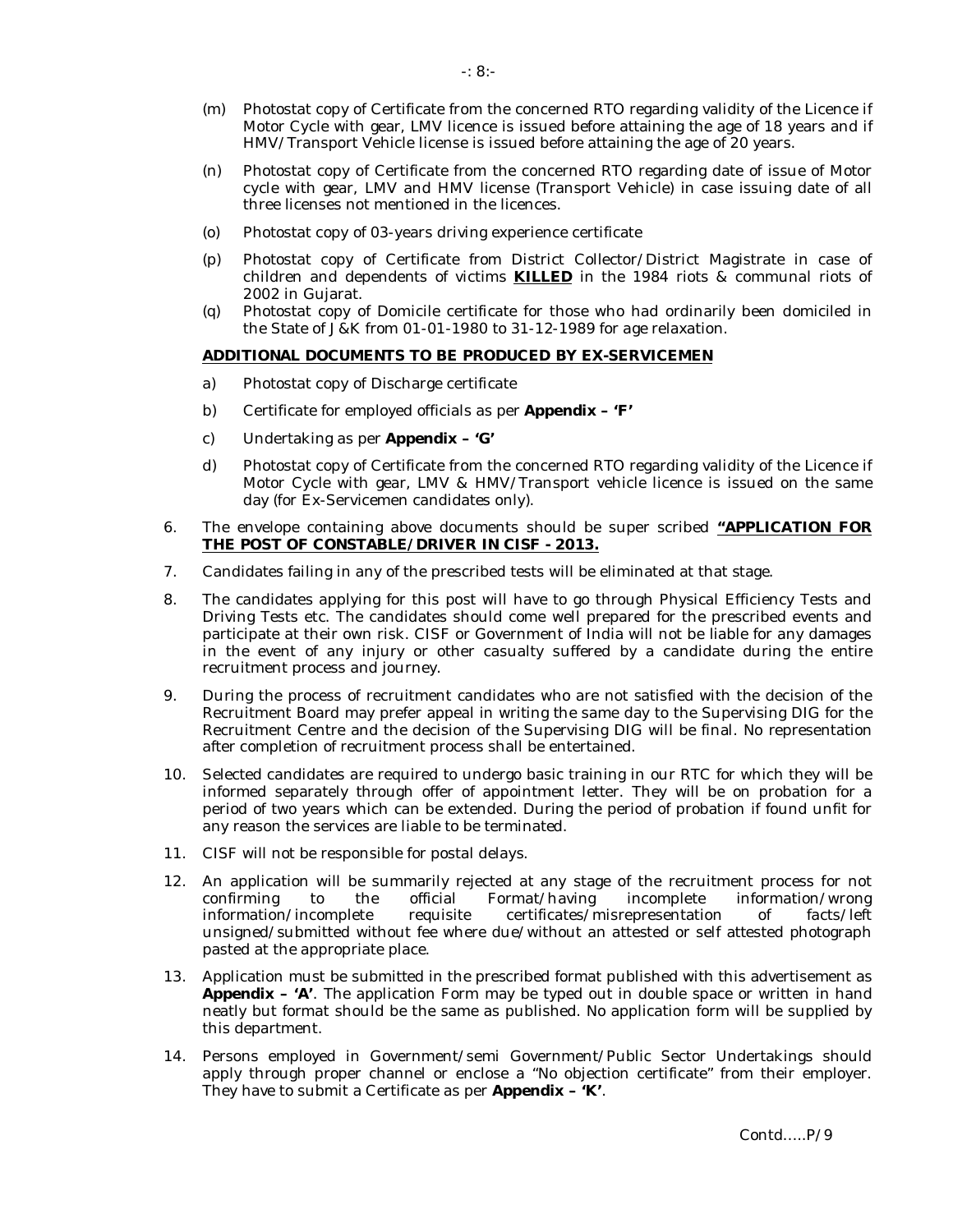(m) Photostat copy of Certificate from the concerned RTO regarding validity of the Licence if Motor Cycle with gear, LMV licence is issued before attaining the age of 18 years and if HMV/Transport Vehicle license is issued before attaining the age of 20 years.

(n) Photostat copy of Certificate from the concerned RTO regarding date of issue of Motor cycle with gear, LMV and HMV license (Transport Vehicle) in case issuing date of all three licenses not mentioned in the licences.

(o) Photostat copy of 03-years driving experience certificate

(p) Photostat copy of Certificate from District Collector/District Magistrate in case of children and dependents of victims **KILLED** in the 1984 riots & communal riots of 2002 in Gujarat.

(q) Photostat copy of Domicile certificate for those who had ordinarily been domiciled in the State of J&K from 01-01-1980 to 31-12-1989 for age relaxation.

**ADDITIONAL DOCUMENTS TO BE PRODUCED BY EX-SERVICEMEN**

a) Photostat copy of Discharge certificate

b) Certificate for employed officials as per **Appendix – 'F'**

c) Undertaking as per **Appendix – 'G'**

d) Photostat copy of Certificate from the concerned RTO regarding validity of the Licence if Motor Cycle with gear, LMV & HMV/Transport vehicle licence is issued on the same day (for Ex-Servicemen candidates only).

6. The envelope containing above documents should be super scribed **"APPLICATION FOR THE POST OF CONSTABLE/DRIVER IN CISF - 2013.**

7. Candidates failing in any of the prescribed tests will be eliminated at that stage.

8. The candidates applying for this post will have to go through Physical Efficiency Tests and Driving Tests etc. The candidates should come well prepared for the prescribed events and participate at their own risk. CISF or Government of India will not be liable for any damages in the event of any injury or other casualty suffered by a candidate during the entire recruitment process and journey.

9. During the process of recruitment candidates who are not satisfied with the decision of the Recruitment Board may prefer appeal in writing the same day to the Supervising DIG for the Recruitment Centre and the decision of the Supervising DIG will be final. No representation after completion of recruitment process shall be entertained.

10. Selected candidates are required to undergo basic training in our RTC for which they will be informed separately through offer of appointment letter. They will be on probation for a period of two years which can be extended. During the period of probation if found unfit for any reason the services are liable to be terminated.

11. CISF will not be responsible for postal delays.

12. An application will be summarily rejected at any stage of the recruitment process for not confirming to the official Format/having incomplete information/wrong information/incomplete requisite certificates/misrepresentation of facts/left unsigned/submitted without fee where due/without an attested or self attested photograph pasted at the appropriate place.

13. Application must be submitted in the prescribed format published with this advertisement as **Appendix – 'A'**. The application Form may be typed out in double space or written in hand neatly but format should be the same as published. No application form will be supplied by this department.

14. Persons employed in Government/semi Government/Public Sector Undertakings should apply through proper channel or enclose a "No objection certificate" from their employer. They have to submit a Certificate as per **Appendix – 'K'**.

Contd.....P/9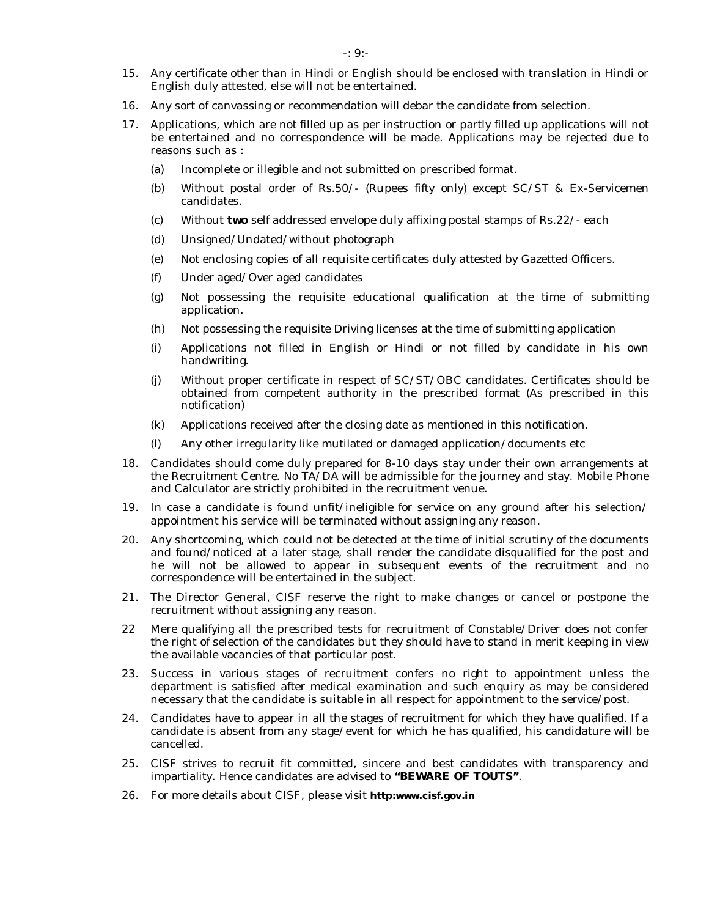15. Any certificate other than in Hindi or English should be enclosed with translation in Hindi or English duly attested, else will not be entertained.

16. Any sort of canvassing or recommendation will debar the candidate from selection.

17. Applications, which are not filled up as per instruction or partly filled up applications will not be entertained and no correspondence will be made. Applications may be rejected due to reasons such as :

    (a) Incomplete or illegible and not submitted on prescribed format.

    (b) Without postal order of Rs.50/- (Rupees fifty only) except SC/ST & Ex-Servicemen candidates.

    (c) Without **two** self addressed envelope duly affixing postal stamps of Rs.22/- each

    (d) Unsigned/Undated/without photograph

    (e) Not enclosing copies of all requisite certificates duly attested by Gazetted Officers.

    (f) Under aged/Over aged candidates

    (g) Not possessing the requisite educational qualification at the time of submitting application.

    (h) Not possessing the requisite Driving licenses at the time of submitting application

    (i) Applications not filled in English or Hindi or not filled by candidate in his own handwriting.

    (j) Without proper certificate in respect of SC/ST/OBC candidates. Certificates should be obtained from competent authority in the prescribed format (As prescribed in this notification)

    (k) Applications received after the closing date as mentioned in this notification.

    (l) Any other irregularity like mutilated or damaged application/documents etc

18. Candidates should come duly prepared for 8-10 days stay under their own arrangements at the Recruitment Centre. No TA/DA will be admissible for the journey and stay. Mobile Phone and Calculator are strictly prohibited in the recruitment venue.

19. In case a candidate is found unfit/ineligible for service on any ground after his selection/ appointment his service will be terminated without assigning any reason.

20. Any shortcoming, which could not be detected at the time of initial scrutiny of the documents and found/noticed at a later stage, shall render the candidate disqualified for the post and he will not be allowed to appear in subsequent events of the recruitment and no correspondence will be entertained in the subject.

21. The Director General, CISF reserve the right to make changes or cancel or postpone the recruitment without assigning any reason.

22 Mere qualifying all the prescribed tests for recruitment of Constable/Driver does not confer the right of selection of the candidates but they should have to stand in merit keeping in view the available vacancies of that particular post.

23. Success in various stages of recruitment confers no right to appointment unless the department is satisfied after medical examination and such enquiry as may be considered necessary that the candidate is suitable in all respect for appointment to the service/post.

24. Candidates have to appear in all the stages of recruitment for which they have qualified. If a candidate is absent from any stage/event for which he has qualified, his candidature will be cancelled.

25. CISF strives to recruit fit committed, sincere and best candidates with transparency and impartiality. Hence candidates are advised to **"BEWARE OF TOUTS"**.

26. For more details about CISF, please visit **http:www.cisf.gov.in**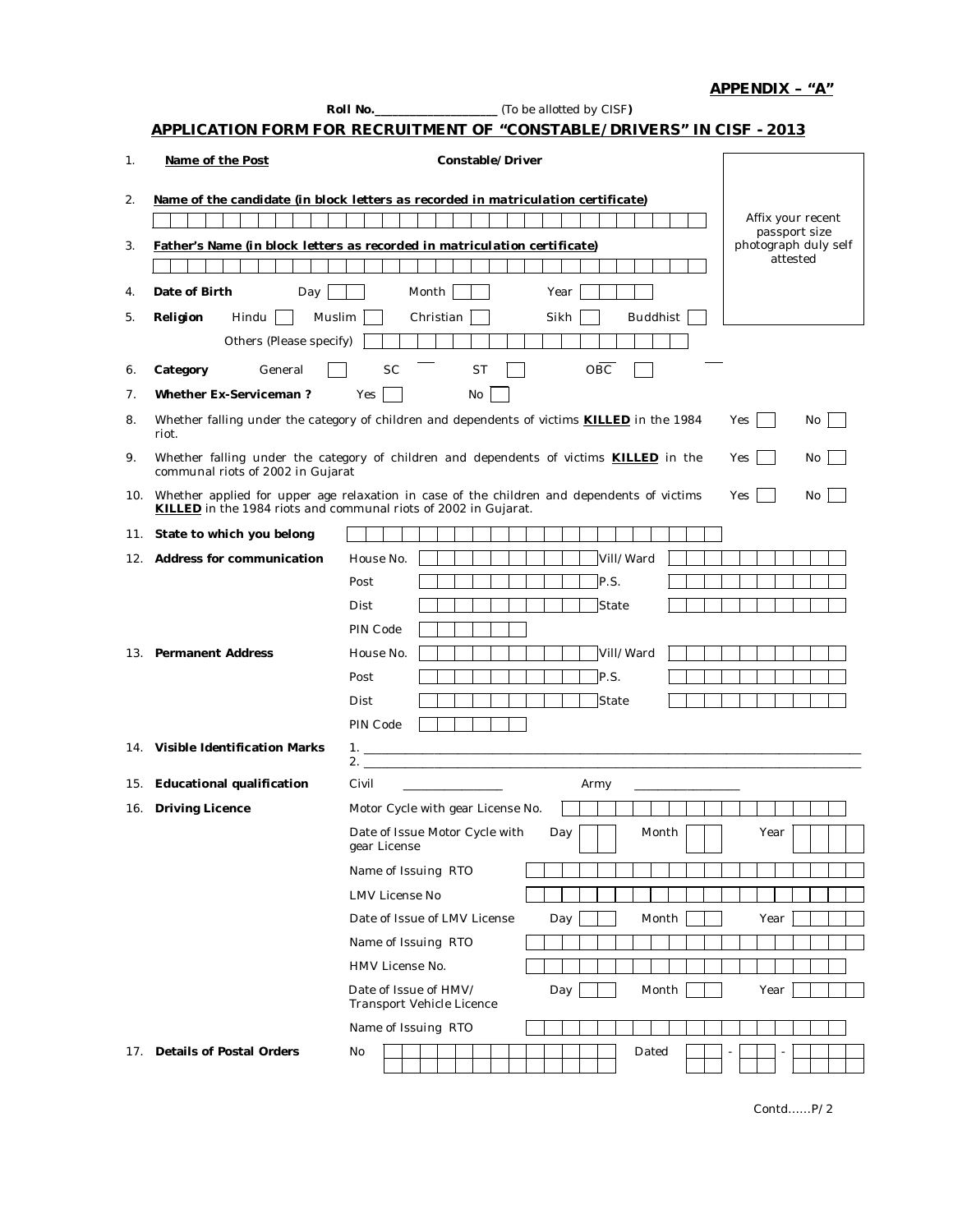**APPENDIX – "A"**

**Roll No.**\_\_\_\_\_\_\_\_\_\_\_\_\_\_\_\_\_\_\_\_ (To be allotted by CISF**)**

## APPLICATION FORM FOR RECRUITMENT OF "CONSTABLE/DRIVERS" IN CISF - 2013

*Affix your recent passport size photograph duly self attested*

1. **Name of the Post** **Constable/Driver**

2. **Name of the candidate (in block letters as recorded in matriculation certificate)**

3. **Father's Name (in block letters as recorded in matriculation certificate)**

4. **Date of Birth** Day ☐ Month ☐ Year ☐

5. **Religion** Hindu ☐ Muslim ☐ Christian ☐ Sikh ☐ Buddhist ☐
   Others (Please specify) ☐

6. **Category** General ☐ SC ☐ ST ☐ OBC ☐

7. **Whether Ex-Serviceman ?** Yes ☐ No ☐

8. Whether falling under the category of children and dependents of victims **KILLED** in the 1984 riot. Yes ☐ No ☐

9. Whether falling under the category of children and dependents of victims **KILLED** in the communal riots of 2002 in Gujarat Yes ☐ No ☐

10. Whether applied for upper age relaxation in case of the children and dependents of victims **KILLED** in the 1984 riots and communal riots of 2002 in Gujarat. Yes ☐ No ☐

11. **State to which you belong**

12. **Address for communication**
    - House No. ☐ Vill/Ward ☐
    - Post ☐ P.S. ☐
    - Dist ☐ State ☐
    - PIN Code ☐

13. **Permanent Address**
    - House No. ☐ Vill/Ward ☐
    - Post ☐ P.S. ☐
    - Dist ☐ State ☐
    - PIN Code ☐

14. **Visible Identification Marks**
    1. \_\_\_\_\_\_\_\_\_\_\_\_\_\_\_\_\_\_\_\_\_\_\_\_\_\_\_\_\_\_\_\_\_\_\_\_\_\_\_\_
    2. \_\_\_\_\_\_\_\_\_\_\_\_\_\_\_\_\_\_\_\_\_\_\_\_\_\_\_\_\_\_\_\_\_\_\_\_\_\_\_\_

15. **Educational qualification** Civil \_\_\_\_\_\_\_\_\_\_\_\_\_\_\_\_ Army \_\_\_\_\_\_\_\_\_\_\_\_\_\_\_\_

16. **Driving Licence**
    - Motor Cycle with gear License No. ☐
    - Date of Issue Motor Cycle with gear License Day ☐ Month ☐ Year ☐
    - Name of Issuing RTO ☐
    - LMV License No ☐
    - Date of Issue of LMV License Day ☐ Month ☐ Year ☐
    - Name of Issuing RTO ☐
    - HMV License No. ☐
    - Date of Issue of HMV/ Transport Vehicle Licence Day ☐ Month ☐ Year ☐
    - Name of Issuing RTO ☐

17. **Details of Postal Orders** No ☐ Dated ☐ - ☐ - ☐

Contd……P/2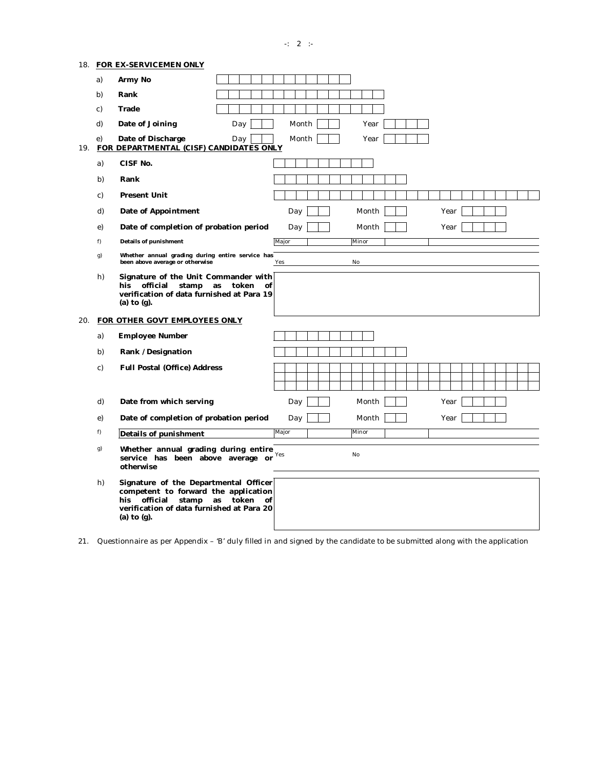18. **FOR EX-SERVICEMEN ONLY**

| | | |
|---|---|---|
| a) | **Army No** | |
| b) | **Rank** | |
| c) | **Trade** | |
| d) | **Date of Joining** | Day Month Year |
| e) | **Date of Discharge** | Day Month Year |

19. **FOR DEPARTMENTAL (CISF) CANDIDATES ONLY**

| | | | |
|---|---|---|---|
| a) | **CISF No.** | | |
| b) | **Rank** | | |
| c) | **Present Unit** | | |
| d) | **Date of Appointment** | Day Month Year | |
| e) | **Date of completion of probation period** | Day Month Year | |
| f) | **Details of punishment** | Major | Minor |
| g) | **Whether annual grading during entire service has been above average or otherwise** | Yes | No |
| h) | **Signature of the Unit Commander with his official stamp as token of verification of data furnished at Para 19 (a) to (g).** | | |

20. **FOR OTHER GOVT EMPLOYEES ONLY**

| | | | |
|---|---|---|---|
| a) | **Employee Number** | | |
| b) | **Rank / Designation** | | |
| c) | **Full Postal (Office) Address** | | |
| d) | **Date from which serving** | Day Month Year | |
| e) | **Date of completion of probation period** | Day Month Year | |
| f) | **Details of punishment** | Major | Minor |
| g) | **Whether annual grading during entire service has been above average or otherwise** | Yes | No |
| h) | **Signature of the Departmental Officer competent to forward the application his official stamp as token of verification of data furnished at Para 20 (a) to (g).** | | |

21. Questionnaire as per Appendix – 'B' duly filled in and signed by the candidate to be submitted along with the application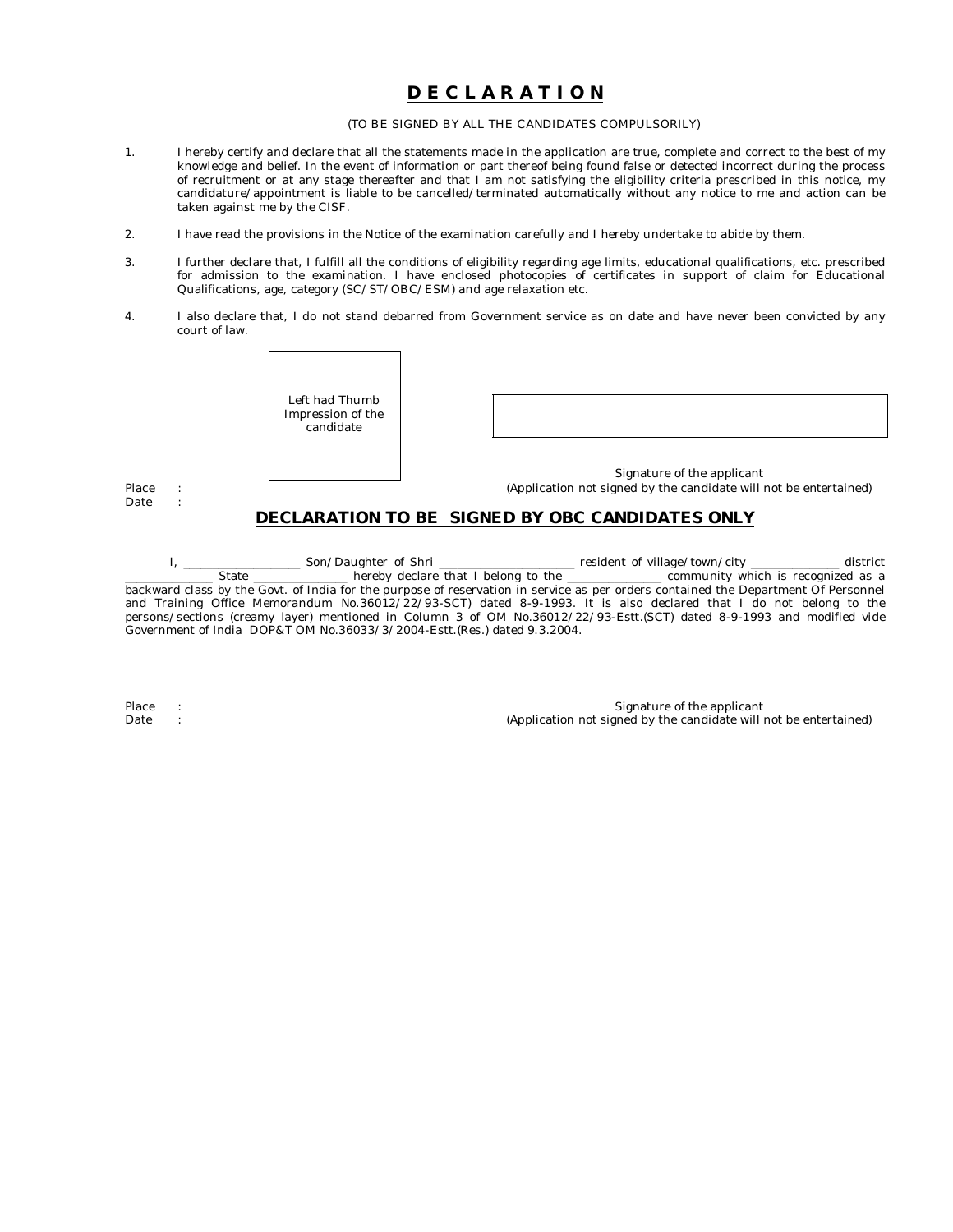# **D E C L A R A T I O N**

(TO BE SIGNED BY ALL THE CANDIDATES COMPULSORILY)

1. I hereby certify and declare that all the statements made in the application are true, complete and correct to the best of my knowledge and belief. In the event of information or part thereof being found false or detected incorrect during the process of recruitment or at any stage thereafter and that I am not satisfying the eligibility criteria prescribed in this notice, my candidature/appointment is liable to be cancelled/terminated automatically without any notice to me and action can be taken against me by the CISF.

2. I have read the provisions in the Notice of the examination carefully and I hereby undertake to abide by them.

3. I further declare that, I fulfill all the conditions of eligibility regarding age limits, educational qualifications, etc. prescribed for admission to the examination. I have enclosed photocopies of certificates in support of claim for Educational Qualifications, age, category (SC/ST/OBC/ESM) and age relaxation etc.

4. I also declare that, I do not stand debarred from Government service as on date and have never been convicted by any court of law.

Left had Thumb Impression of the candidate

Signature of the applicant
(Application not signed by the candidate will not be entertained)

Place :
Date :

## **DECLARATION TO BE SIGNED BY OBC CANDIDATES ONLY**

I, ____________________ Son/Daughter of Shri ________________________ resident of village/town/city _______________ district _______________ State ________________ hereby declare that I belong to the ________________ community which is recognized as a backward class by the Govt. of India for the purpose of reservation in service as per orders contained the Department Of Personnel and Training Office Memorandum No.36012/22/93-SCT) dated 8-9-1993. It is also declared that I do not belong to the persons/sections (creamy layer) mentioned in Column 3 of OM No.36012/22/93-Estt.(SCT) dated 8-9-1993 and modified vide Government of India DOP&T OM No.36033/3/2004-Estt.(Res.) dated 9.3.2004.

Place :
Date :

Signature of the applicant
(Application not signed by the candidate will not be entertained)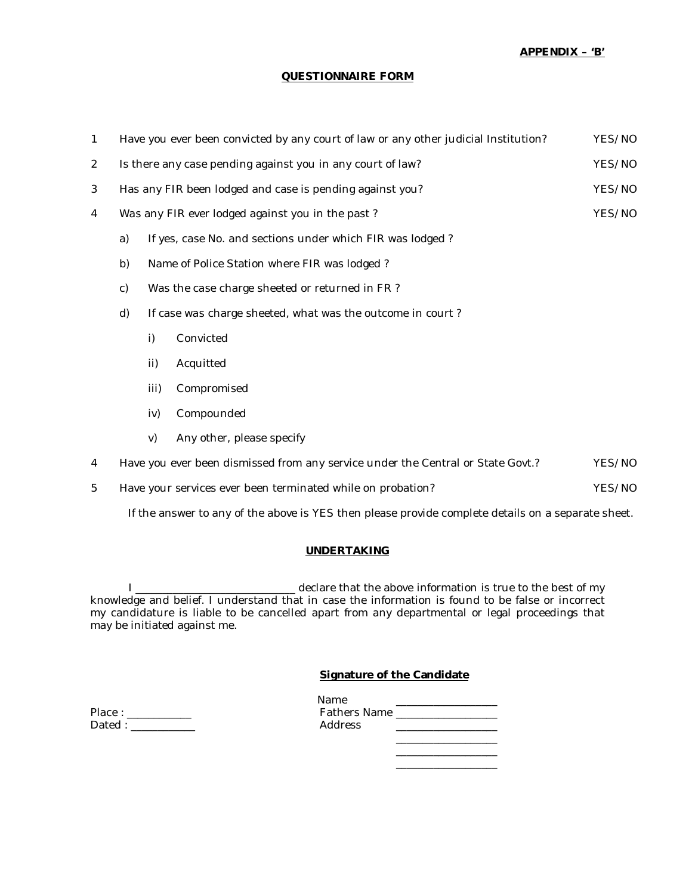**APPENDIX – 'B'**

## QUESTIONNAIRE FORM

1 Have you ever been convicted by any court of law or any other judicial Institution? YES/NO

2 Is there any case pending against you in any court of law? YES/NO

3 Has any FIR been lodged and case is pending against you? YES/NO

4 Was any FIR ever lodged against you in the past ? YES/NO

a) If yes, case No. and sections under which FIR was lodged ?

b) Name of Police Station where FIR was lodged ?

c) Was the case charge sheeted or returned in FR ?

d) If case was charge sheeted, what was the outcome in court ?

i) Convicted

ii) Acquitted

iii) Compromised

iv) Compounded

v) Any other, please specify

4 Have you ever been dismissed from any service under the Central or State Govt.? YES/NO

5 Have your services ever been terminated while on probation? YES/NO

If the answer to any of the above is YES then please provide complete details on a separate sheet.

## UNDERTAKING

I ____________________________ declare that the above information is true to the best of my knowledge and belief. I understand that in case the information is found to be false or incorrect my candidature is liable to be cancelled apart from any departmental or legal proceedings that may be initiated against me.

**Signature of the Candidate**

Name ___________________

Place : ____________ Fathers Name ___________________

Dated : ____________ Address ___________________

___________________

___________________

___________________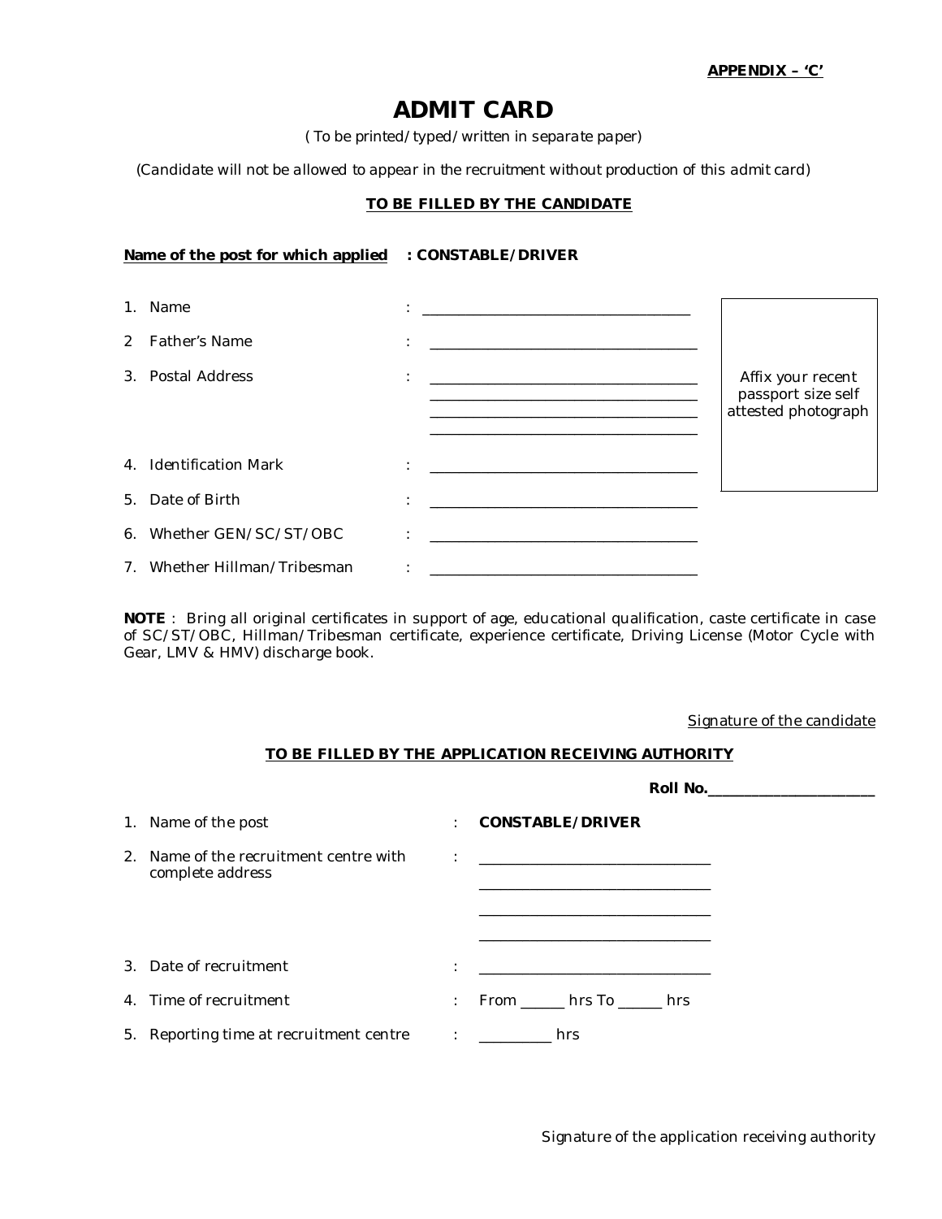**APPENDIX – 'C'**

# ADMIT CARD

*( To be printed/typed/written in separate paper)*

*(Candidate will not be allowed to appear in the recruitment without production of this admit card)*

## TO BE FILLED BY THE CANDIDATE

**Name of the post for which applied : CONSTABLE/DRIVER**

1. Name : ____________________________________
2. Father's Name : ____________________________________
3. Postal Address : ____________________________________
   ____________________________________
   ____________________________________
   ____________________________________
4. Identification Mark : ____________________________________
5. Date of Birth : ____________________________________
6. Whether GEN/SC/ST/OBC : ____________________________________
7. Whether Hillman/Tribesman : ____________________________________

Affix your recent passport size self attested photograph

**NOTE** : Bring all original certificates in support of age, educational qualification, caste certificate in case of SC/ST/OBC, Hillman/Tribesman certificate, experience certificate, Driving License (Motor Cycle with Gear, LMV & HMV) discharge book.

Signature of the candidate

## TO BE FILLED BY THE APPLICATION RECEIVING AUTHORITY

**Roll No.**______________________

1. Name of the post : **CONSTABLE/DRIVER**
2. Name of the recruitment centre with complete address : ________________________________
   ________________________________
   ________________________________
   ________________________________
3. Date of recruitment : ________________________________
4. Time of recruitment : From ______ hrs To ______ hrs
5. Reporting time at recruitment centre : __________ hrs

Signature of the application receiving authority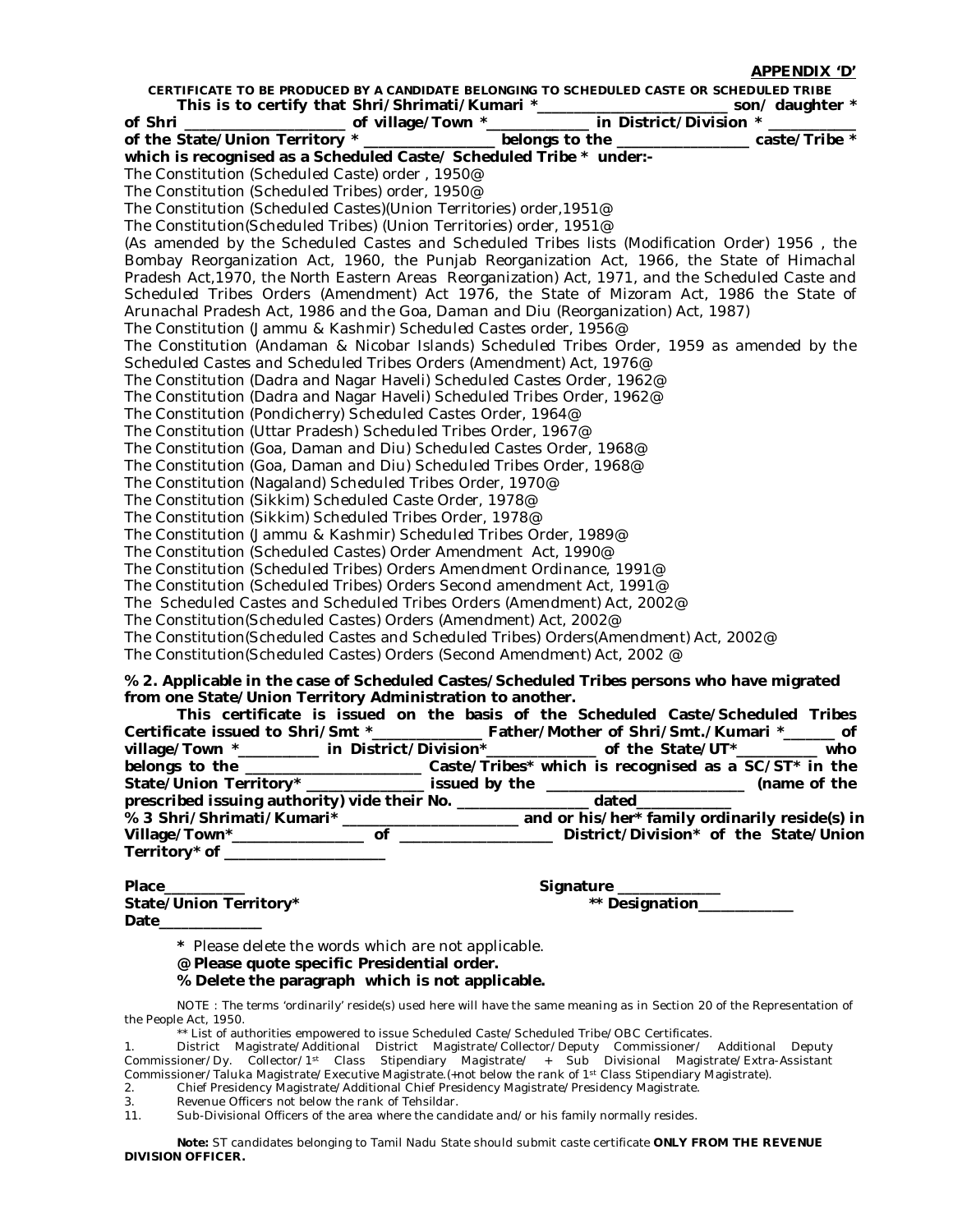**APPENDIX 'D'**

**CERTIFICATE TO BE PRODUCED BY A CANDIDATE BELONGING TO SCHEDULED CASTE OR SCHEDULED TRIBE**

**This is to certify that Shri/Shrimati/Kumari *________________________ son/ daughter * of Shri ____________________ of village/Town *_____________ in District/Division * ___________ of the State/Union Territory * ________________ belongs to the ________________ caste/Tribe * which is recognised as a Scheduled Caste/ Scheduled Tribe * under:-**

The Constitution (Scheduled Caste) order , 1950@
The Constitution (Scheduled Tribes) order, 1950@
The Constitution (Scheduled Castes)(Union Territories) order,1951@
The Constitution(Scheduled Tribes) (Union Territories) order, 1951@
(As amended by the Scheduled Castes and Scheduled Tribes lists (Modification Order) 1956 , the Bombay Reorganization Act, 1960, the Punjab Reorganization Act, 1966, the State of Himachal Pradesh Act,1970, the North Eastern Areas Reorganization) Act, 1971, and the Scheduled Caste and Scheduled Tribes Orders (Amendment) Act 1976, the State of Mizoram Act, 1986 the State of Arunachal Pradesh Act, 1986 and the Goa, Daman and Diu (Reorganization) Act, 1987)
The Constitution (Jammu & Kashmir) Scheduled Castes order, 1956@
The Constitution (Andaman & Nicobar Islands) Scheduled Tribes Order, 1959 as amended by the Scheduled Castes and Scheduled Tribes Orders (Amendment) Act, 1976@
The Constitution (Dadra and Nagar Haveli) Scheduled Castes Order, 1962@
The Constitution (Dadra and Nagar Haveli) Scheduled Tribes Order, 1962@
The Constitution (Pondicherry) Scheduled Castes Order, 1964@
The Constitution (Uttar Pradesh) Scheduled Tribes Order, 1967@
The Constitution (Goa, Daman and Diu) Scheduled Castes Order, 1968@
The Constitution (Goa, Daman and Diu) Scheduled Tribes Order, 1968@
The Constitution (Nagaland) Scheduled Tribes Order, 1970@
The Constitution (Sikkim) Scheduled Caste Order, 1978@
The Constitution (Sikkim) Scheduled Tribes Order, 1978@
The Constitution (Jammu & Kashmir) Scheduled Tribes Order, 1989@
The Constitution (Scheduled Castes) Order Amendment Act, 1990@
The Constitution (Scheduled Tribes) Orders Amendment Ordinance, 1991@
The Constitution (Scheduled Tribes) Orders Second amendment Act, 1991@
The Scheduled Castes and Scheduled Tribes Orders (Amendment) Act, 2002@
The Constitution(Scheduled Castes) Orders (Amendment) Act, 2002@
The Constitution(Scheduled Castes and Scheduled Tribes) Orders(Amendment) Act, 2002@
The Constitution(Scheduled Castes) Orders (Second Amendment) Act, 2002 @

**% 2. Applicable in the case of Scheduled Castes/Scheduled Tribes persons who have migrated from one State/Union Territory Administration to another.**

**This certificate is issued on the basis of the Scheduled Caste/Scheduled Tribes Certificate issued to Shri/Smt *_____________ Father/Mother of Shri/Smt./Kumari *______ of village/Town *__________ in District/Division*______________ of the State/UT*__________ who belongs to the ______________________ Caste/Tribes* which is recognised as a SC/ST* in the State/Union Territory* _______________ issued by the ________________________ (name of the prescribed issuing authority) vide their No. ________________ dated____________**

**% 3 Shri/Shrimati/Kumari* ______________________ and or his/her* family ordinarily reside(s) in Village/Town*________________ of ___________________ District/Division* of the State/Union Territory* of ____________________**

**Place__________** **Signature _____________**
**State/Union Territory*** **\*\* Designation____________**
**Date_____________**

**\*** Please delete the words which are not applicable.
**@ Please quote specific Presidential order.**
**% Delete the paragraph which is not applicable.**

NOTE : The terms 'ordinarily' reside(s) used here will have the same meaning as in Section 20 of the Representation of the People Act, 1950.

** List of authorities empowered to issue Scheduled Caste/Scheduled Tribe/OBC Certificates.

1. District Magistrate/Additional District Magistrate/Collector/Deputy Commissioner/ Additional Deputy Commissioner/Dy. Collector/1st Class Stipendiary Magistrate/ + Sub Divisional Magistrate/Extra-Assistant Commissioner/Taluka Magistrate/Executive Magistrate.(+not below the rank of 1st Class Stipendiary Magistrate).
2. Chief Presidency Magistrate/Additional Chief Presidency Magistrate/Presidency Magistrate.
3. Revenue Officers not below the rank of Tehsildar.
11. Sub-Divisional Officers of the area where the candidate and/or his family normally resides.

**Note:** ST candidates belonging to Tamil Nadu State should submit caste certificate **ONLY FROM THE REVENUE DIVISION OFFICER.**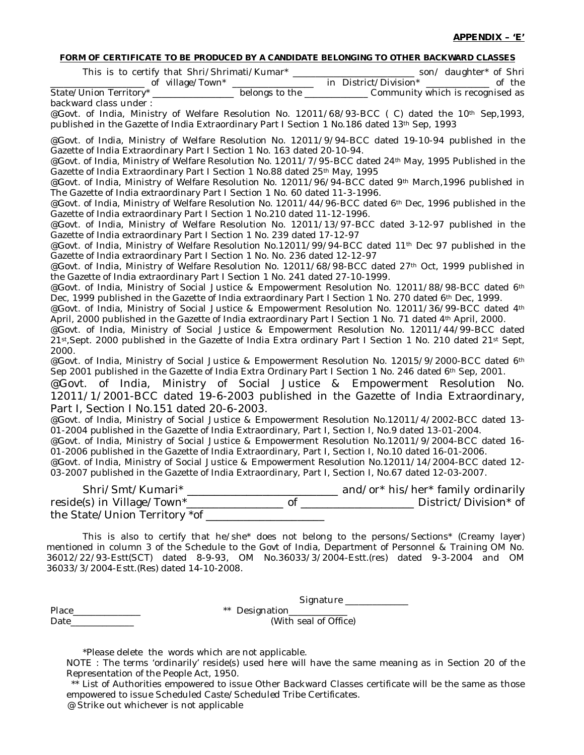**APPENDIX – 'E'**

**FORM OF CERTIFICATE TO BE PRODUCED BY A CANDIDATE BELONGING TO OTHER BACKWARD CLASSES**

This is to certify that Shri/Shrimati/Kumar* ________________________ son/ daughter* of Shri ____________________ of village/Town* __________________ in District/Division* ______________ of the State/Union Territory* _________________ belongs to the ______________ Community which is recognised as backward class under :

@Govt. of India, Ministry of Welfare Resolution No. 12011/68/93-BCC ( C) dated the 10th Sep,1993, published in the Gazette of India Extraordinary Part I Section 1 No.186 dated 13th Sep, 1993

@Govt. of India, Ministry of Welfare Resolution No. 12011/9/94-BCC dated 19-10-94 published in the Gazette of India Extraordinary Part I Section 1 No. 163 dated 20-10-94.

@Govt. of India, Ministry of Welfare Resolution No. 12011/7/95-BCC dated 24th May, 1995 Published in the Gazette of India Extraordinary Part I Section 1 No.88 dated 25th May, 1995

@Govt. of India, Ministry of Welfare Resolution No. 12011/96/94-BCC dated 9th March,1996 published in The Gazette of India extraordinary Part I Section 1 No. 60 dated 11-3-1996.

@Govt. of India, Ministry of Welfare Resolution No. 12011/44/96-BCC dated 6th Dec, 1996 published in the Gazette of India extraordinary Part I Section 1 No.210 dated 11-12-1996.

@Govt. of India, Ministry of Welfare Resolution No. 12011/13/97-BCC dated 3-12-97 published in the Gazette of India extraordinary Part I Section 1 No. 239 dated 17-12-97

@Govt. of India, Ministry of Welfare Resolution No.12011/99/94-BCC dated 11th Dec 97 published in the Gazette of India extraordinary Part I Section 1 No. No. 236 dated 12-12-97

@Govt. of India, Ministry of Welfare Resolution No. 12011/68/98-BCC dated 27th Oct, 1999 published in the Gazette of India extraordinary Part I Section 1 No. 241 dated 27-10-1999.

@Govt. of India, Ministry of Social Justice & Empowerment Resolution No. 12011/88/98-BCC dated 6th Dec, 1999 published in the Gazette of India extraordinary Part I Section 1 No. 270 dated 6th Dec, 1999.

@Govt. of India, Ministry of Social Justice & Empowerment Resolution No. 12011/36/99-BCC dated 4th April, 2000 published in the Gazette of India extraordinary Part I Section 1 No. 71 dated 4th April, 2000.

@Govt. of India, Ministry of Social Justice & Empowerment Resolution No. 12011/44/99-BCC dated 21st,Sept. 2000 published in the Gazette of India Extra ordinary Part I Section 1 No. 210 dated 21st Sept, 2000.

@Govt. of India, Ministry of Social Justice & Empowerment Resolution No. 12015/9/2000-BCC dated 6th Sep 2001 published in the Gazette of India Extra Ordinary Part I Section 1 No. 246 dated 6th Sep, 2001.

@Govt. of India, Ministry of Social Justice & Empowerment Resolution No. 12011/1/2001-BCC dated 19-6-2003 published in the Gazette of India Extraordinary, Part I, Section I No.151 dated 20-6-2003.

@Govt. of India, Ministry of Social Justice & Empowerment Resolution No.12011/4/2002-BCC dated 13-01-2004 published in the Gazette of India Extraordinary, Part I, Section I, No.9 dated 13-01-2004.

@Govt. of India, Ministry of Social Justice & Empowerment Resolution No.12011/9/2004-BCC dated 16-01-2006 published in the Gazette of India Extraordinary, Part I, Section I, No.10 dated 16-01-2006.

@Govt. of India, Ministry of Social Justice & Empowerment Resolution No.12011/14/2004-BCC dated 12-03-2007 published in the Gazette of India Extraordinary, Part I, Section I, No.67 dated 12-03-2007.

Shri/Smt/Kumari* ___________________________ and/or* his/her* family ordinarily reside(s) in Village/Town*_________________ of ____________________ District/Division* of the State/Union Territory *of _____________________

This is also to certify that he/she* does not belong to the persons/Sections* (Creamy layer) mentioned in column 3 of the Schedule to the Govt of India, Department of Personnel & Training OM No. 36012/22/93-Estt(SCT) dated 8-9-93, OM No.36033/3/2004-Estt.(res) dated 9-3-2004 and OM 36033/3/2004-Estt.(Res) dated 14-10-2008.

Signature _____________

Place______________ ** Designation____________

Date______________ (With seal of Office)

*Please delete the words which are not applicable.

NOTE : The terms 'ordinarily' reside(s) used here will have the same meaning as in Section 20 of the Representation of the People Act, 1950.

** List of Authorities empowered to issue Other Backward Classes certificate will be the same as those empowered to issue Scheduled Caste/Scheduled Tribe Certificates.

@ Strike out whichever is not applicable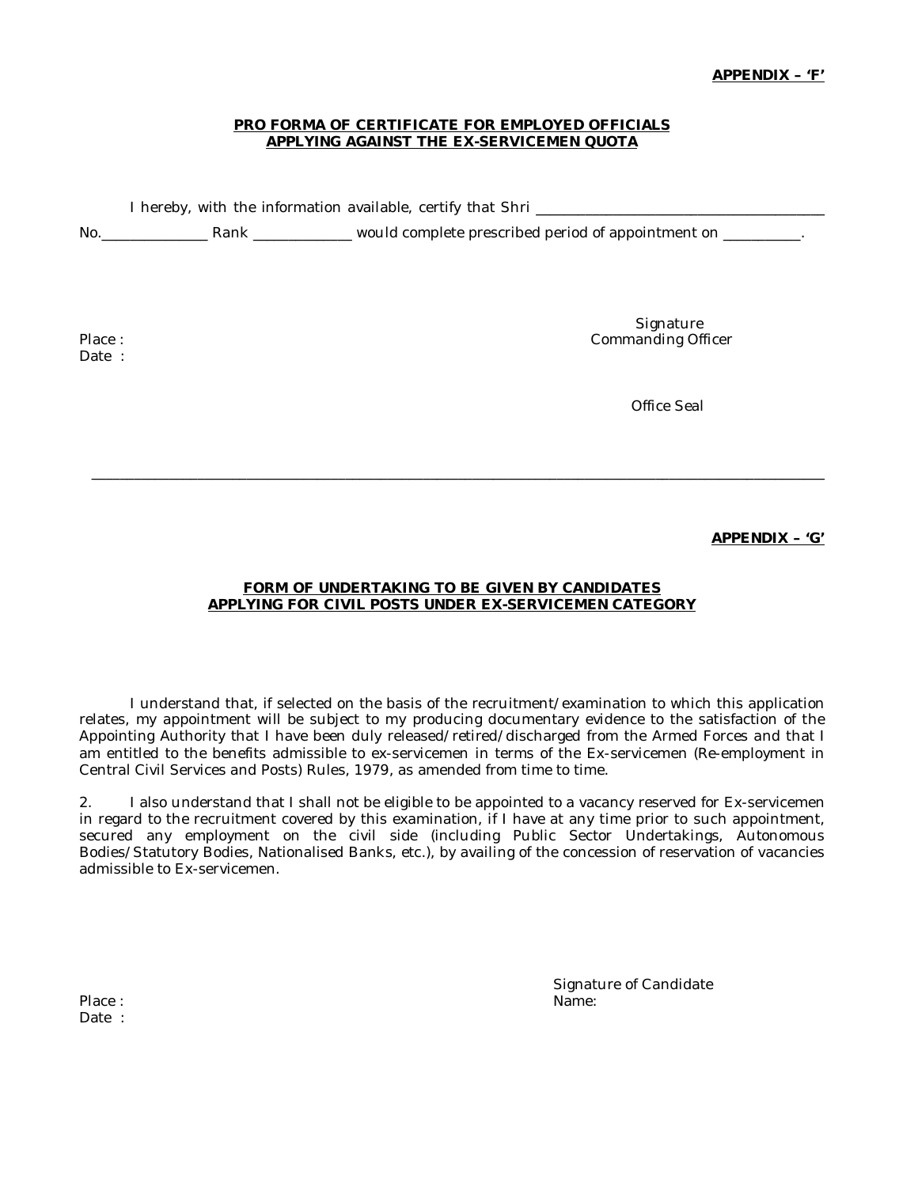**APPENDIX – 'F'**

**PRO FORMA OF CERTIFICATE FOR EMPLOYED OFFICIALS APPLYING AGAINST THE EX-SERVICEMEN QUOTA**

I hereby, with the information available, certify that Shri ______________________________________ No.______________ Rank _____________ would complete prescribed period of appointment on __________.

Place :
Date :

Signature
Commanding Officer

Office Seal

---

**APPENDIX – 'G'**

**FORM OF UNDERTAKING TO BE GIVEN BY CANDIDATES APPLYING FOR CIVIL POSTS UNDER EX-SERVICEMEN CATEGORY**

I understand that, if selected on the basis of the recruitment/examination to which this application relates, my appointment will be subject to my producing documentary evidence to the satisfaction of the Appointing Authority that I have been duly released/retired/discharged from the Armed Forces and that I am entitled to the benefits admissible to ex-servicemen in terms of the Ex-servicemen (Re-employment in Central Civil Services and Posts) Rules, 1979, as amended from time to time.

2. I also understand that I shall not be eligible to be appointed to a vacancy reserved for Ex-servicemen in regard to the recruitment covered by this examination, if I have at any time prior to such appointment, secured any employment on the civil side (including Public Sector Undertakings, Autonomous Bodies/Statutory Bodies, Nationalised Banks, etc.), by availing of the concession of reservation of vacancies admissible to Ex-servicemen.

Place :
Date :

Signature of Candidate
Name: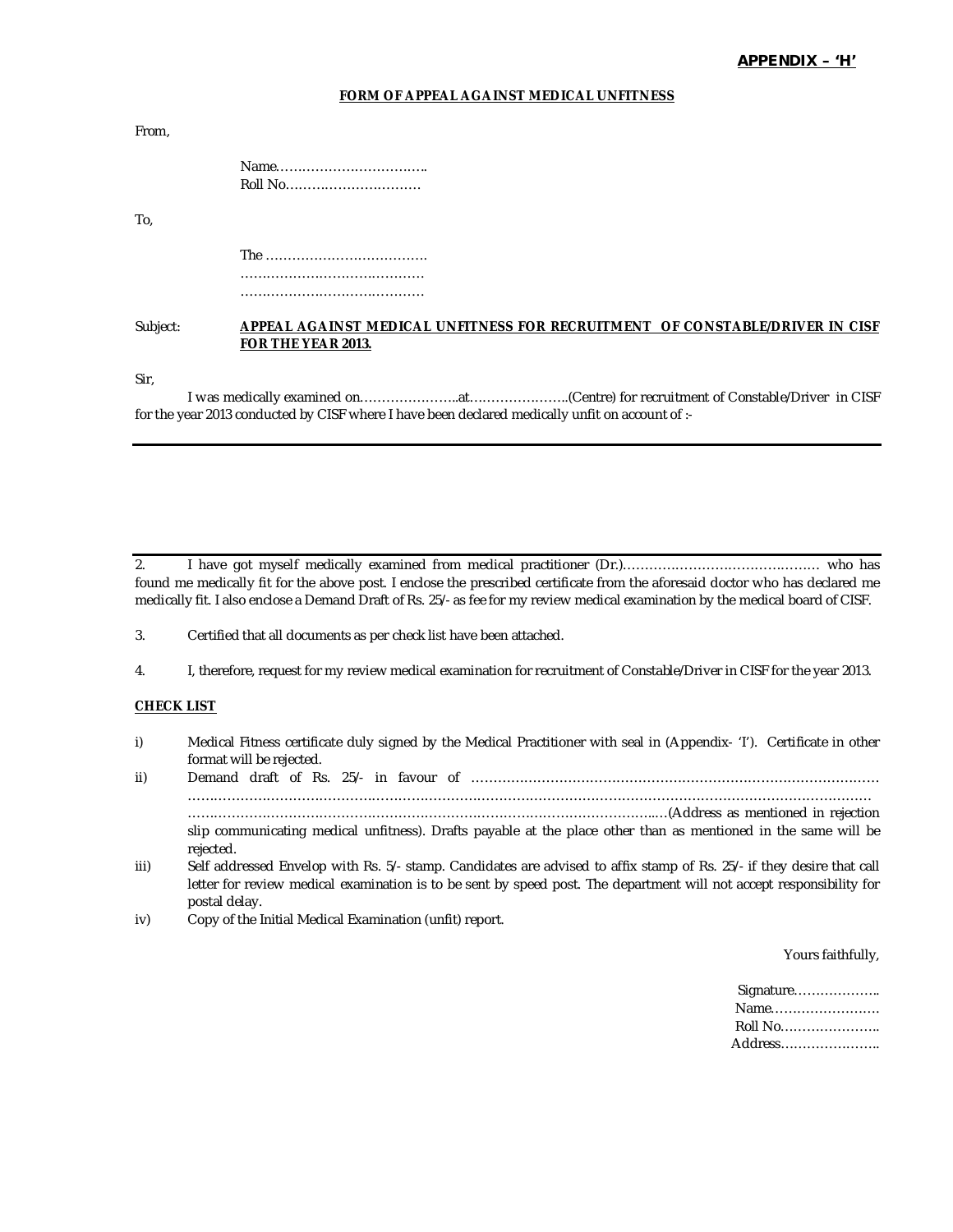**APPENDIX – 'H'**

**FORM OF APPEAL AGAINST MEDICAL UNFITNESS**

From,

Name……………………………..
Roll No…………………………

To,

The ……………………………….
……………………………………
……………………………………

Subject: **APPEAL AGAINST MEDICAL UNFITNESS FOR RECRUITMENT OF CONSTABLE/DRIVER IN CISF FOR THE YEAR 2013.**

Sir,

I was medically examined on…………………..at…………………..(Centre) for recruitment of Constable/Driver in CISF for the year 2013 conducted by CISF where I have been declared medically unfit on account of :-

---

---

2. I have got myself medically examined from medical practitioner (Dr.)……………………………………… who has found me medically fit for the above post. I enclose the prescribed certificate from the aforesaid doctor who has declared me medically fit. I also enclose a Demand Draft of Rs. 25/- as fee for my review medical examination by the medical board of CISF.

3. Certified that all documents as per check list have been attached.

4. I, therefore, request for my review medical examination for recruitment of Constable/Driver in CISF for the year 2013.

**CHECK LIST**

i) Medical Fitness certificate duly signed by the Medical Practitioner with seal in (Appendix- 'I'). Certificate in other format will be rejected.

ii) Demand draft of Rs. 25/- in favour of ………………………………………………………………………………… ………………………………………………………………………………………………………………………………… ……………………………………………………………………………………………..(Address as mentioned in rejection slip communicating medical unfitness). Drafts payable at the place other than as mentioned in the same will be rejected.

iii) Self addressed Envelop with Rs. 5/- stamp. Candidates are advised to affix stamp of Rs. 25/- if they desire that call letter for review medical examination is to be sent by speed post. The department will not accept responsibility for postal delay.

iv) Copy of the Initial Medical Examination (unfit) report.

Yours faithfully,

Signature………………..
Name……………………
Roll No…………………..
Address…………………..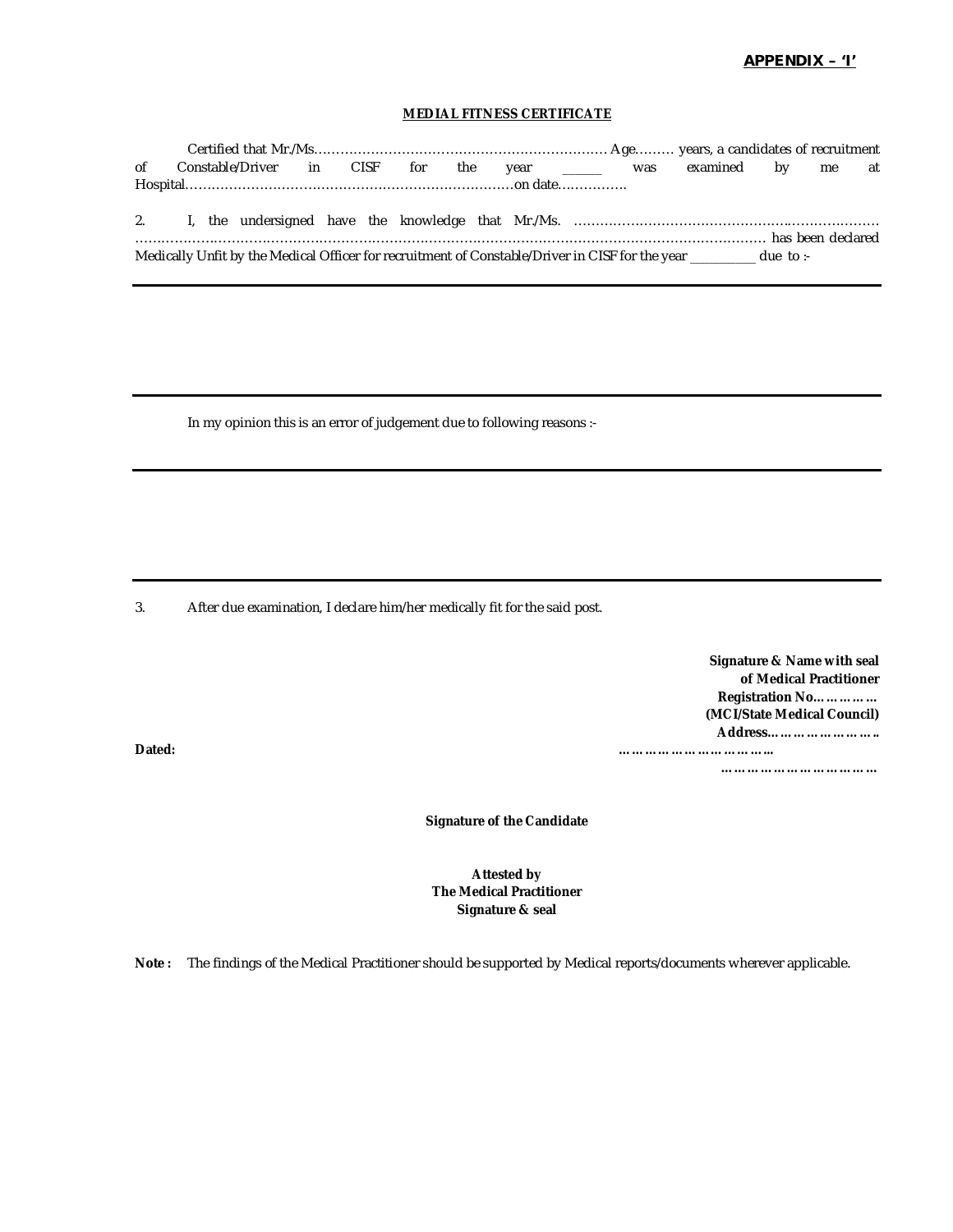**APPENDIX – 'I'**

**MEDIAL FITNESS CERTIFICATE**

Certified that Mr./Ms…………………………………………………………… Age……… years, a candidates of recruitment of Constable/Driver in CISF for the year _____ was examined by me at Hospital…………………………………………………………………on date…………….

2. I, the undersigned have the knowledge that Mr./Ms. ……………………………………………..………………… ……………………………………………………………………………………………………………………… has been declared Medically Unfit by the Medical Officer for recruitment of Constable/Driver in CISF for the year _________ due to :-

---

---

In my opinion this is an error of judgement due to following reasons :-

---

---

3. After due examination, I declare him/her medically fit for the said post.

**Signature & Name with seal**
**of Medical Practitioner**
**Registration No……………**
**(MCI/State Medical Council)**
**Address……………………..**
**……………………………..**
**………………………………**

**Dated:**

**Signature of the Candidate**

**Attested by**
**The Medical Practitioner**
**Signature & seal**

**Note :** The findings of the Medical Practitioner should be supported by Medical reports/documents wherever applicable.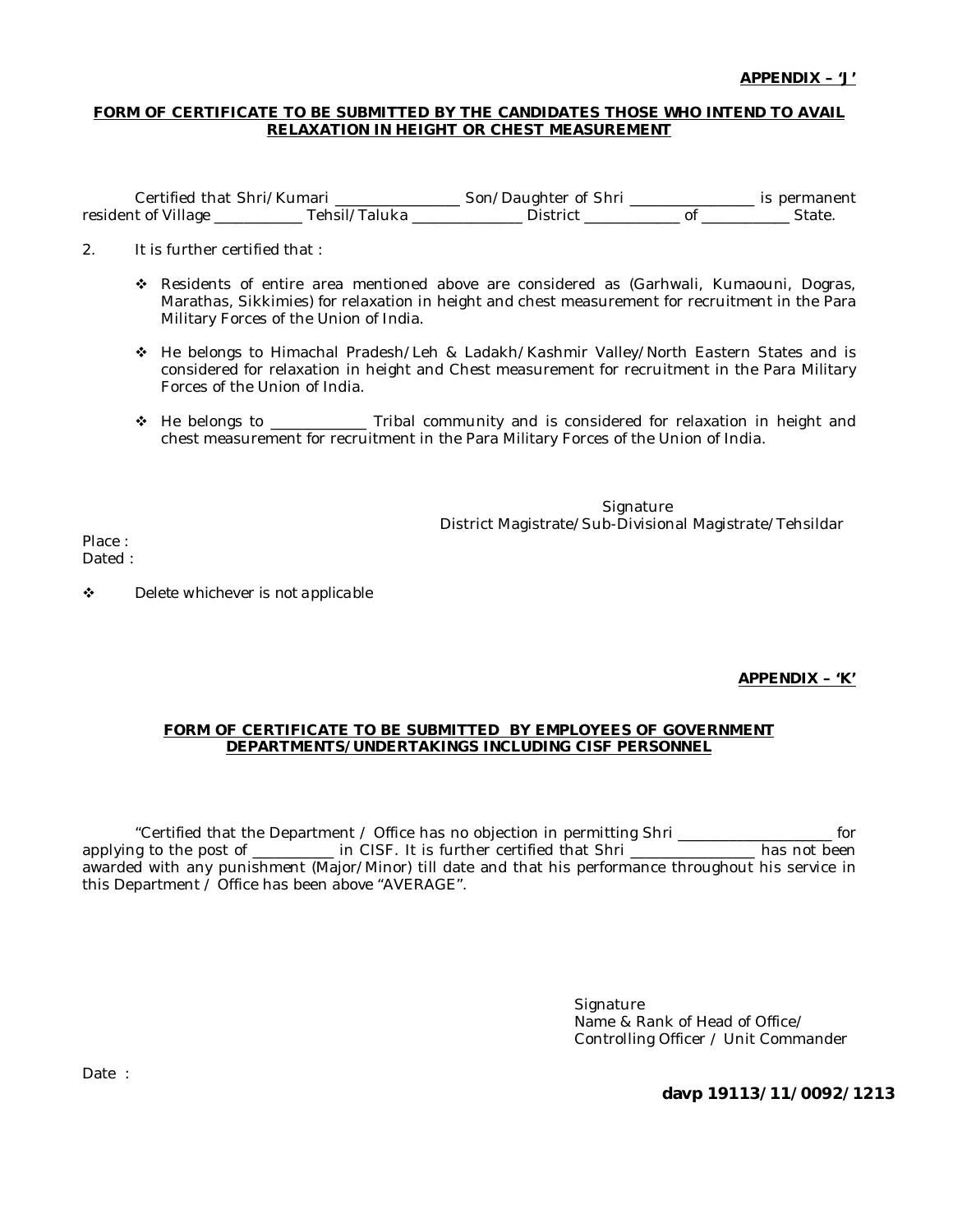**APPENDIX – 'J'**

**FORM OF CERTIFICATE TO BE SUBMITTED BY THE CANDIDATES THOSE WHO INTEND TO AVAIL RELAXATION IN HEIGHT OR CHEST MEASUREMENT**

Certified that Shri/Kumari ________________ Son/Daughter of Shri ________________ is permanent resident of Village ___________ Tehsil/Taluka ______________ District ____________ of ___________ State.

2. It is further certified that :

- ❖ Residents of entire area mentioned above are considered as (Garhwali, Kumaouni, Dogras, Marathas, Sikkimies) for relaxation in height and chest measurement for recruitment in the Para Military Forces of the Union of India.
- ❖ He belongs to Himachal Pradesh/Leh & Ladakh/Kashmir Valley/North Eastern States and is considered for relaxation in height and Chest measurement for recruitment in the Para Military Forces of the Union of India.
- ❖ He belongs to ____________ Tribal community and is considered for relaxation in height and chest measurement for recruitment in the Para Military Forces of the Union of India.

Signature
District Magistrate/Sub-Divisional Magistrate/Tehsildar

Place :
Dated :

❖ *Delete whichever is not applicable*

**APPENDIX – 'K'**

**FORM OF CERTIFICATE TO BE SUBMITTED BY EMPLOYEES OF GOVERNMENT DEPARTMENTS/UNDERTAKINGS INCLUDING CISF PERSONNEL**

"Certified that the Department / Office has no objection in permitting Shri ____________________ for applying to the post of __________ in CISF. It is further certified that Shri ________________ has not been awarded with any punishment (Major/Minor) till date and that his performance throughout his service in this Department / Office has been above "AVERAGE".

Signature
Name & Rank of Head of Office/
Controlling Officer / Unit Commander

Date :

**davp 19113/11/0092/1213**